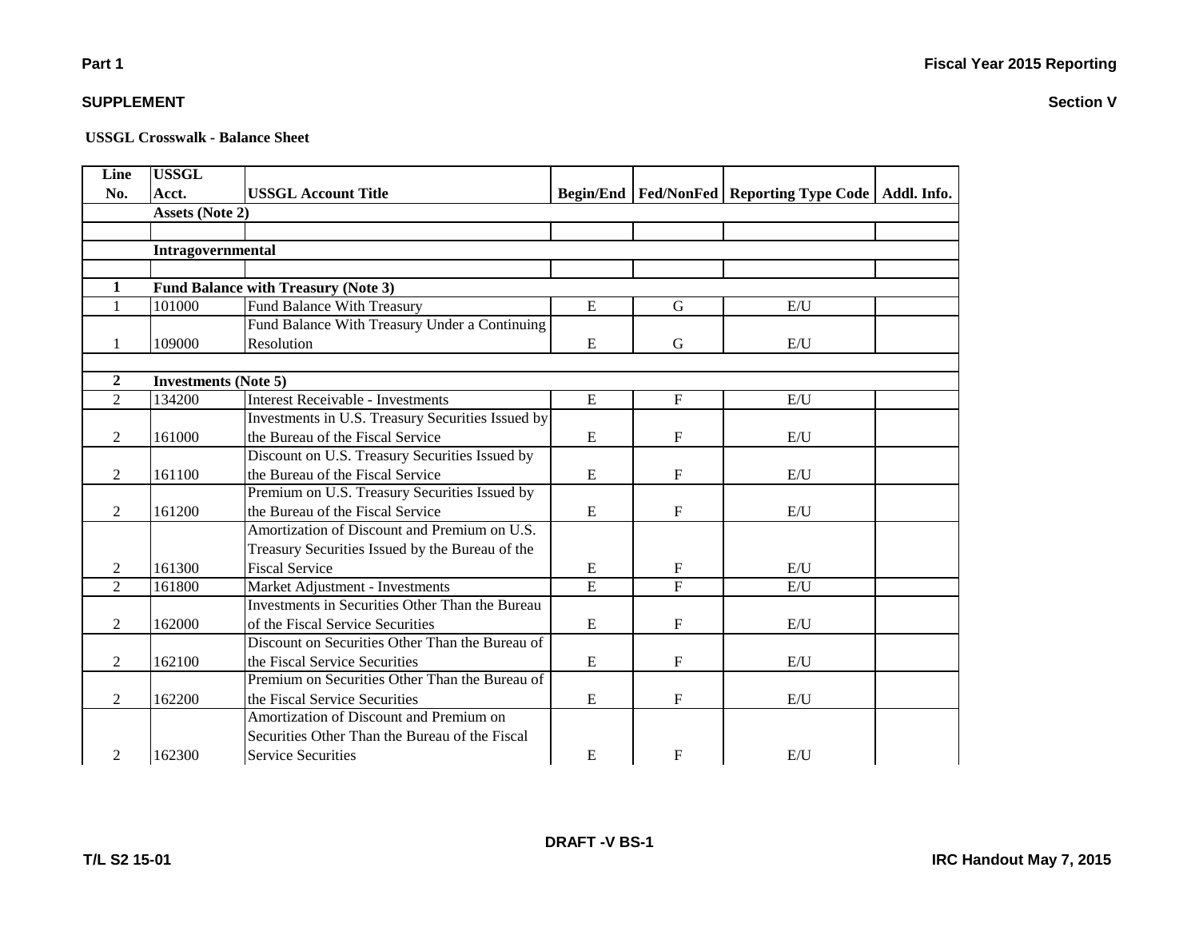**Part 1** **Fiscal Year 2015 Reporting**

**SUPPLEMENT** **Section V**

**USSGL Crosswalk - Balance Sheet**

| Line No. | USSGL Acct. | USSGL Account Title | Begin/End | Fed/NonFed | Reporting Type Code | Addl. Info. |
|---|---|---|---|---|---|---|
| | **Assets (Note 2)** | | | | | |
| | | | | | | |
| | **Intragovernmental** | | | | | |
| | | | | | | |
| **1** | **Fund Balance with Treasury (Note 3)** | | | | | |
| 1 | 101000 | Fund Balance With Treasury | E | G | E/U | |
| 1 | 109000 | Fund Balance With Treasury Under a Continuing Resolution | E | G | E/U | |
| | | | | | | |
| **2** | **Investments (Note 5)** | | | | | |
| 2 | 134200 | Interest Receivable - Investments | E | F | E/U | |
| 2 | 161000 | Investments in U.S. Treasury Securities Issued by the Bureau of the Fiscal Service | E | F | E/U | |
| 2 | 161100 | Discount on U.S. Treasury Securities Issued by the Bureau of the Fiscal Service | E | F | E/U | |
| 2 | 161200 | Premium on U.S. Treasury Securities Issued by the Bureau of the Fiscal Service | E | F | E/U | |
| 2 | 161300 | Amortization of Discount and Premium on U.S. Treasury Securities Issued by the Bureau of the Fiscal Service | E | F | E/U | |
| 2 | 161800 | Market Adjustment - Investments | E | F | E/U | |
| 2 | 162000 | Investments in Securities Other Than the Bureau of the Fiscal Service Securities | E | F | E/U | |
| 2 | 162100 | Discount on Securities Other Than the Bureau of the Fiscal Service Securities | E | F | E/U | |
| 2 | 162200 | Premium on Securities Other Than the Bureau of the Fiscal Service Securities | E | F | E/U | |
| 2 | 162300 | Amortization of Discount and Premium on Securities Other Than the Bureau of the Fiscal Service Securities | E | F | E/U | |

DRAFT -V BS-1

T/L S2 15-01 IRC Handout May 7, 2015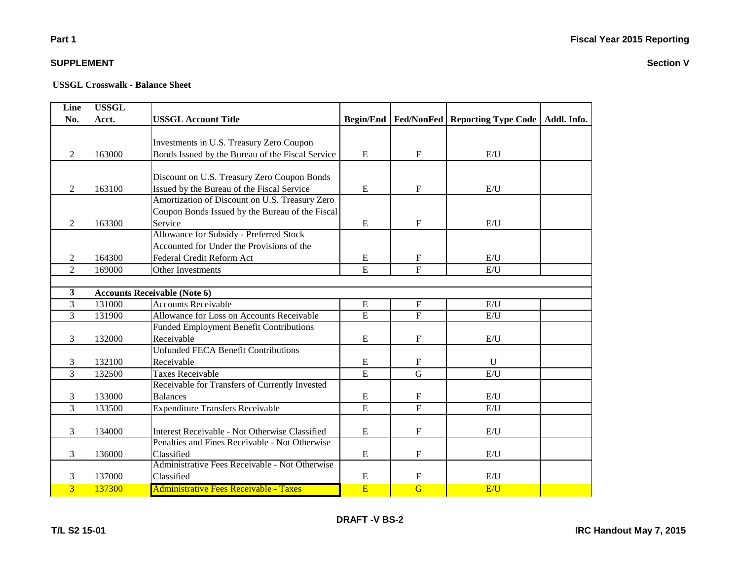**Part 1**

**Fiscal Year 2015 Reporting**

**SUPPLEMENT**

**Section V**

**USSGL Crosswalk - Balance Sheet**

| Line No. | USSGL Acct. | USSGL Account Title | Begin/End | Fed/NonFed | Reporting Type Code | Addl. Info. |
|---|---|---|---|---|---|---|
| 2 | 163000 | Investments in U.S. Treasury Zero Coupon Bonds Issued by the Bureau of the Fiscal Service | E | F | E/U | |
| 2 | 163100 | Discount on U.S. Treasury Zero Coupon Bonds Issued by the Bureau of the Fiscal Service | E | F | E/U | |
| 2 | 163300 | Amortization of Discount on U.S. Treasury Zero Coupon Bonds Issued by the Bureau of the Fiscal Service | E | F | E/U | |
| 2 | 164300 | Allowance for Subsidy - Preferred Stock Accounted for Under the Provisions of the Federal Credit Reform Act | E | F | E/U | |
| 2 | 169000 | Other Investments | E | F | E/U | |
| | | | | | | |
| **3** | **Accounts Receivable (Note 6)** | | | | | |
| 3 | 131000 | Accounts Receivable | E | F | E/U | |
| 3 | 131900 | Allowance for Loss on Accounts Receivable | E | F | E/U | |
| 3 | 132000 | Funded Employment Benefit Contributions Receivable | E | F | E/U | |
| 3 | 132100 | Unfunded FECA Benefit Contributions Receivable | E | F | U | |
| 3 | 132500 | Taxes Receivable | E | G | E/U | |
| 3 | 133000 | Receivable for Transfers of Currently Invested Balances | E | F | E/U | |
| 3 | 133500 | Expenditure Transfers Receivable | E | F | E/U | |
| 3 | 134000 | Interest Receivable - Not Otherwise Classified | E | F | E/U | |
| 3 | 136000 | Penalties and Fines Receivable - Not Otherwise Classified | E | F | E/U | |
| 3 | 137000 | Administrative Fees Receivable - Not Otherwise Classified | E | F | E/U | |
| 3 | 137300 | Administrative Fees Receivable - Taxes | E | G | E/U | |

DRAFT -V BS-2

T/L S2 15-01

IRC Handout May 7, 2015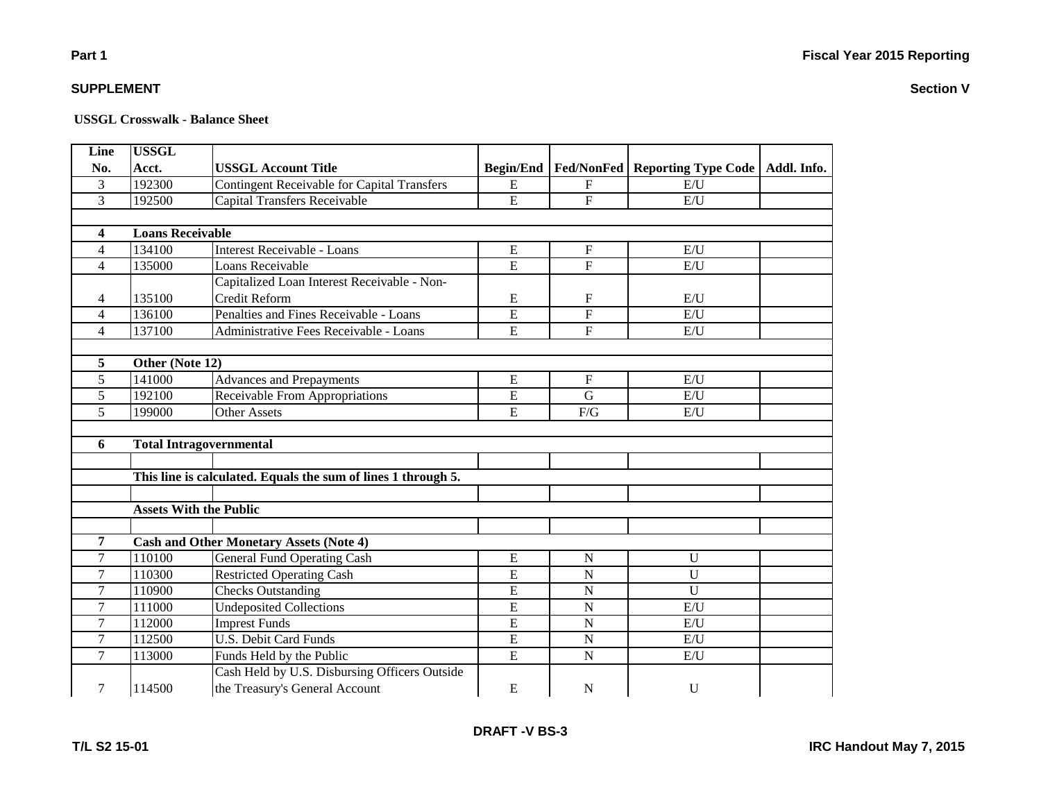Part 1

SUPPLEMENT

Fiscal Year 2015 Reporting

Section V

**USSGL Crosswalk - Balance Sheet**

| Line No. | USSGL Acct. | USSGL Account Title | Begin/End | Fed/NonFed | Reporting Type Code | Addl. Info. |
|---|---|---|---|---|---|---|
| 3 | 192300 | Contingent Receivable for Capital Transfers | E | F | E/U | |
| 3 | 192500 | Capital Transfers Receivable | E | F | E/U | |
| | | | | | | |
| **4** | **Loans Receivable** | | | | | |
| 4 | 134100 | Interest Receivable - Loans | E | F | E/U | |
| 4 | 135000 | Loans Receivable | E | F | E/U | |
| 4 | 135100 | Capitalized Loan Interest Receivable - Non-Credit Reform | E | F | E/U | |
| 4 | 136100 | Penalties and Fines Receivable - Loans | E | F | E/U | |
| 4 | 137100 | Administrative Fees Receivable - Loans | E | F | E/U | |
| | | | | | | |
| **5** | **Other (Note 12)** | | | | | |
| 5 | 141000 | Advances and Prepayments | E | F | E/U | |
| 5 | 192100 | Receivable From Appropriations | E | G | E/U | |
| 5 | 199000 | Other Assets | E | F/G | E/U | |
| | | | | | | |
| **6** | **Total Intragovernmental** | | | | | |
| | | | | | | |
| | **This line is calculated. Equals the sum of lines 1 through 5.** | | | | | |
| | | | | | | |
| | **Assets With the Public** | | | | | |
| | | | | | | |
| **7** | **Cash and Other Monetary Assets (Note 4)** | | | | | |
| 7 | 110100 | General Fund Operating Cash | E | N | U | |
| 7 | 110300 | Restricted Operating Cash | E | N | U | |
| 7 | 110900 | Checks Outstanding | E | N | U | |
| 7 | 111000 | Undeposited Collections | E | N | E/U | |
| 7 | 112000 | Imprest Funds | E | N | E/U | |
| 7 | 112500 | U.S. Debit Card Funds | E | N | E/U | |
| 7 | 113000 | Funds Held by the Public | E | N | E/U | |
| 7 | 114500 | Cash Held by U.S. Disbursing Officers Outside the Treasury's General Account | E | N | U | |

DRAFT -V BS-3

T/L S2 15-01

IRC Handout May 7, 2015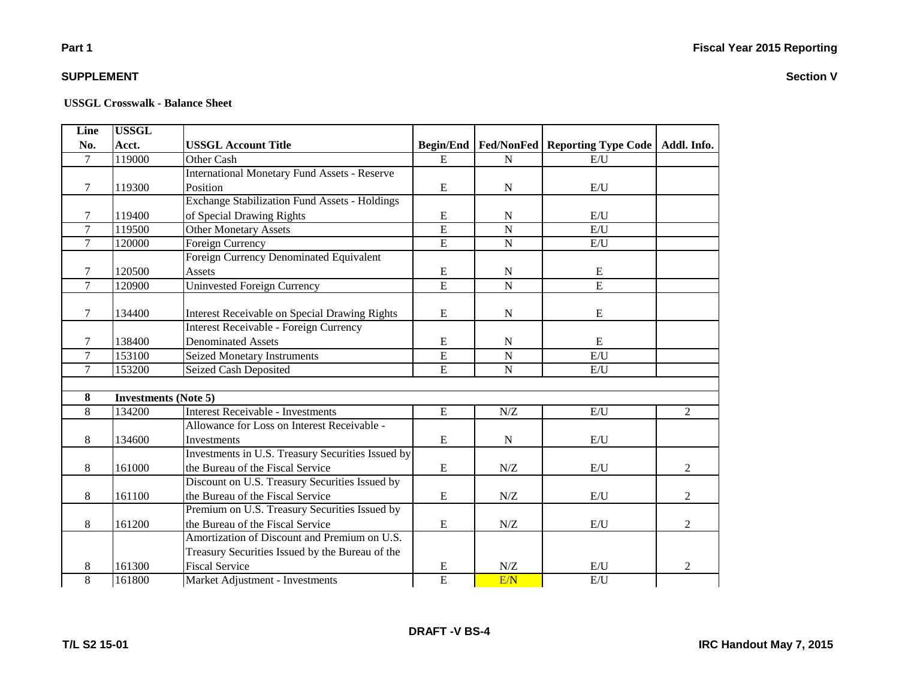**Part 1**

**Fiscal Year 2015 Reporting**

**SUPPLEMENT**

**Section V**

**USSGL Crosswalk - Balance Sheet**

| Line No. | USSGL Acct. | USSGL Account Title | Begin/End | Fed/NonFed | Reporting Type Code | Addl. Info. |
|---|---|---|---|---|---|---|
| 7 | 119000 | Other Cash | E | N | E/U | |
| 7 | 119300 | International Monetary Fund Assets - Reserve Position | E | N | E/U | |
| 7 | 119400 | Exchange Stabilization Fund Assets - Holdings of Special Drawing Rights | E | N | E/U | |
| 7 | 119500 | Other Monetary Assets | E | N | E/U | |
| 7 | 120000 | Foreign Currency | E | N | E/U | |
| 7 | 120500 | Foreign Currency Denominated Equivalent Assets | E | N | E | |
| 7 | 120900 | Uninvested Foreign Currency | E | N | E | |
| 7 | 134400 | Interest Receivable on Special Drawing Rights | E | N | E | |
| 7 | 138400 | Interest Receivable - Foreign Currency Denominated Assets | E | N | E | |
| 7 | 153100 | Seized Monetary Instruments | E | N | E/U | |
| 7 | 153200 | Seized Cash Deposited | E | N | E/U | |
| | | | | | | |
| **8** | **Investments (Note 5)** | | | | | |
| 8 | 134200 | Interest Receivable - Investments | E | N/Z | E/U | 2 |
| 8 | 134600 | Allowance for Loss on Interest Receivable - Investments | E | N | E/U | |
| 8 | 161000 | Investments in U.S. Treasury Securities Issued by the Bureau of the Fiscal Service | E | N/Z | E/U | 2 |
| 8 | 161100 | Discount on U.S. Treasury Securities Issued by the Bureau of the Fiscal Service | E | N/Z | E/U | 2 |
| 8 | 161200 | Premium on U.S. Treasury Securities Issued by the Bureau of the Fiscal Service | E | N/Z | E/U | 2 |
| 8 | 161300 | Amortization of Discount and Premium on U.S. Treasury Securities Issued by the Bureau of the Fiscal Service | E | N/Z | E/U | 2 |
| 8 | 161800 | Market Adjustment - Investments | E | E/N | E/U | |

DRAFT -V BS-4

T/L S2 15-01

IRC Handout May 7, 2015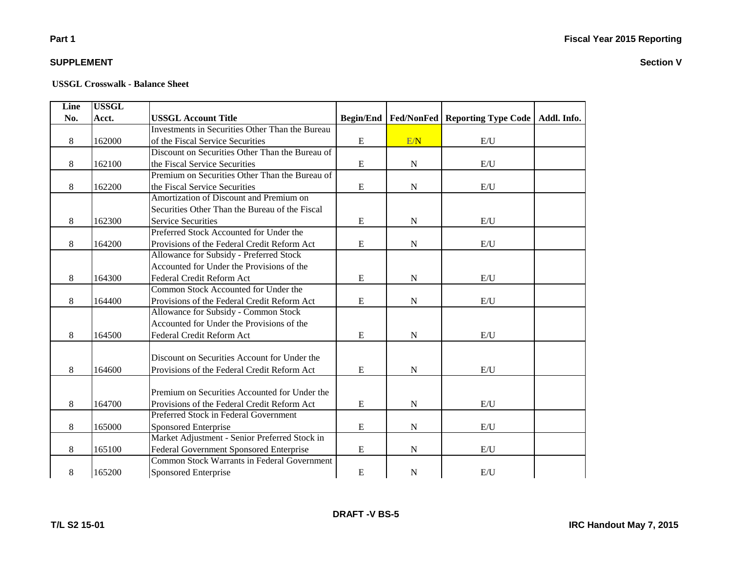**Part 1**

**Fiscal Year 2015 Reporting**

**SUPPLEMENT**

**Section V**

**USSGL Crosswalk - Balance Sheet**

| Line No. | USSGL Acct. | USSGL Account Title | Begin/End | Fed/NonFed | Reporting Type Code | Addl. Info. |
|---|---|---|---|---|---|---|
| 8 | 162000 | Investments in Securities Other Than the Bureau of the Fiscal Service Securities | E | E/N | E/U | |
| 8 | 162100 | Discount on Securities Other Than the Bureau of the Fiscal Service Securities | E | N | E/U | |
| 8 | 162200 | Premium on Securities Other Than the Bureau of the Fiscal Service Securities | E | N | E/U | |
| 8 | 162300 | Amortization of Discount and Premium on Securities Other Than the Bureau of the Fiscal Service Securities | E | N | E/U | |
| 8 | 164200 | Preferred Stock Accounted for Under the Provisions of the Federal Credit Reform Act | E | N | E/U | |
| 8 | 164300 | Allowance for Subsidy - Preferred Stock Accounted for Under the Provisions of the Federal Credit Reform Act | E | N | E/U | |
| 8 | 164400 | Common Stock Accounted for Under the Provisions of the Federal Credit Reform Act | E | N | E/U | |
| 8 | 164500 | Allowance for Subsidy - Common Stock Accounted for Under the Provisions of the Federal Credit Reform Act | E | N | E/U | |
| 8 | 164600 | Discount on Securities Account for Under the Provisions of the Federal Credit Reform Act | E | N | E/U | |
| 8 | 164700 | Premium on Securities Accounted for Under the Provisions of the Federal Credit Reform Act | E | N | E/U | |
| 8 | 165000 | Preferred Stock in Federal Government Sponsored Enterprise | E | N | E/U | |
| 8 | 165100 | Market Adjustment - Senior Preferred Stock in Federal Government Sponsored Enterprise | E | N | E/U | |
| 8 | 165200 | Common Stock Warrants in Federal Government Sponsored Enterprise | E | N | E/U | |

DRAFT -V BS-5

T/L S2 15-01

IRC Handout May 7, 2015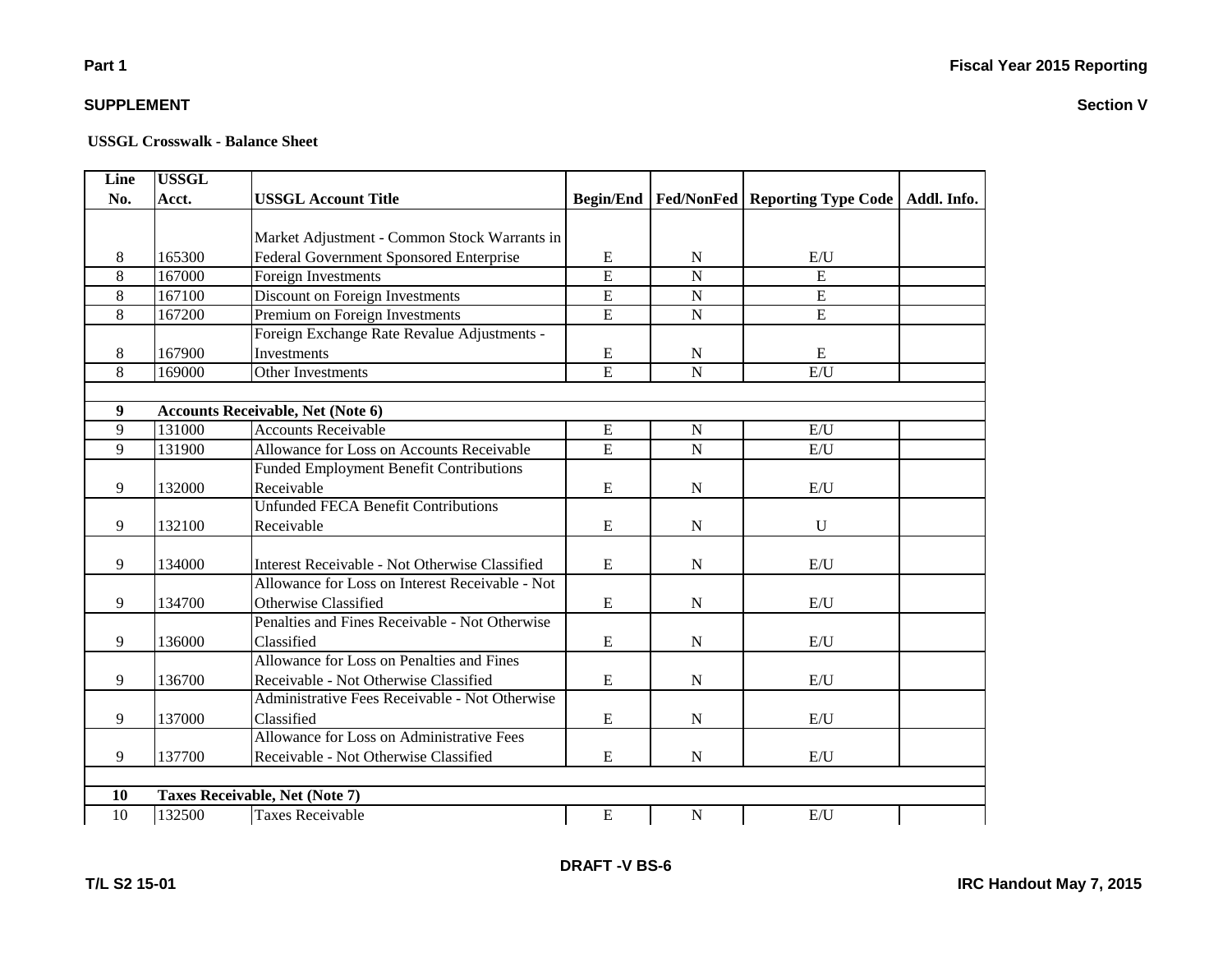**Part 1**

**SUPPLEMENT**

**Fiscal Year 2015 Reporting**

**Section V**

**USSGL Crosswalk - Balance Sheet**

| Line No. | USSGL Acct. | USSGL Account Title | Begin/End | Fed/NonFed | Reporting Type Code | Addl. Info. |
|---|---|---|---|---|---|---|
| 8 | 165300 | Market Adjustment - Common Stock Warrants in Federal Government Sponsored Enterprise | E | N | E/U | |
| 8 | 167000 | Foreign Investments | E | N | E | |
| 8 | 167100 | Discount on Foreign Investments | E | N | E | |
| 8 | 167200 | Premium on Foreign Investments | E | N | E | |
| 8 | 167900 | Foreign Exchange Rate Revalue Adjustments - Investments | E | N | E | |
| 8 | 169000 | Other Investments | E | N | E/U | |
| | | | | | | |
| **9** | **Accounts Receivable, Net (Note 6)** | | | | | |
| 9 | 131000 | Accounts Receivable | E | N | E/U | |
| 9 | 131900 | Allowance for Loss on Accounts Receivable | E | N | E/U | |
| 9 | 132000 | Funded Employment Benefit Contributions Receivable | E | N | E/U | |
| 9 | 132100 | Unfunded FECA Benefit Contributions Receivable | E | N | U | |
| 9 | 134000 | Interest Receivable - Not Otherwise Classified | E | N | E/U | |
| 9 | 134700 | Allowance for Loss on Interest Receivable - Not Otherwise Classified | E | N | E/U | |
| 9 | 136000 | Penalties and Fines Receivable - Not Otherwise Classified | E | N | E/U | |
| 9 | 136700 | Allowance for Loss on Penalties and Fines Receivable - Not Otherwise Classified | E | N | E/U | |
| 9 | 137000 | Administrative Fees Receivable - Not Otherwise Classified | E | N | E/U | |
| 9 | 137700 | Allowance for Loss on Administrative Fees Receivable - Not Otherwise Classified | E | N | E/U | |
| | | | | | | |
| **10** | **Taxes Receivable, Net (Note 7)** | | | | | |
| 10 | 132500 | Taxes Receivable | E | N | E/U | |

DRAFT -V BS-6

T/L S2 15-01

IRC Handout May 7, 2015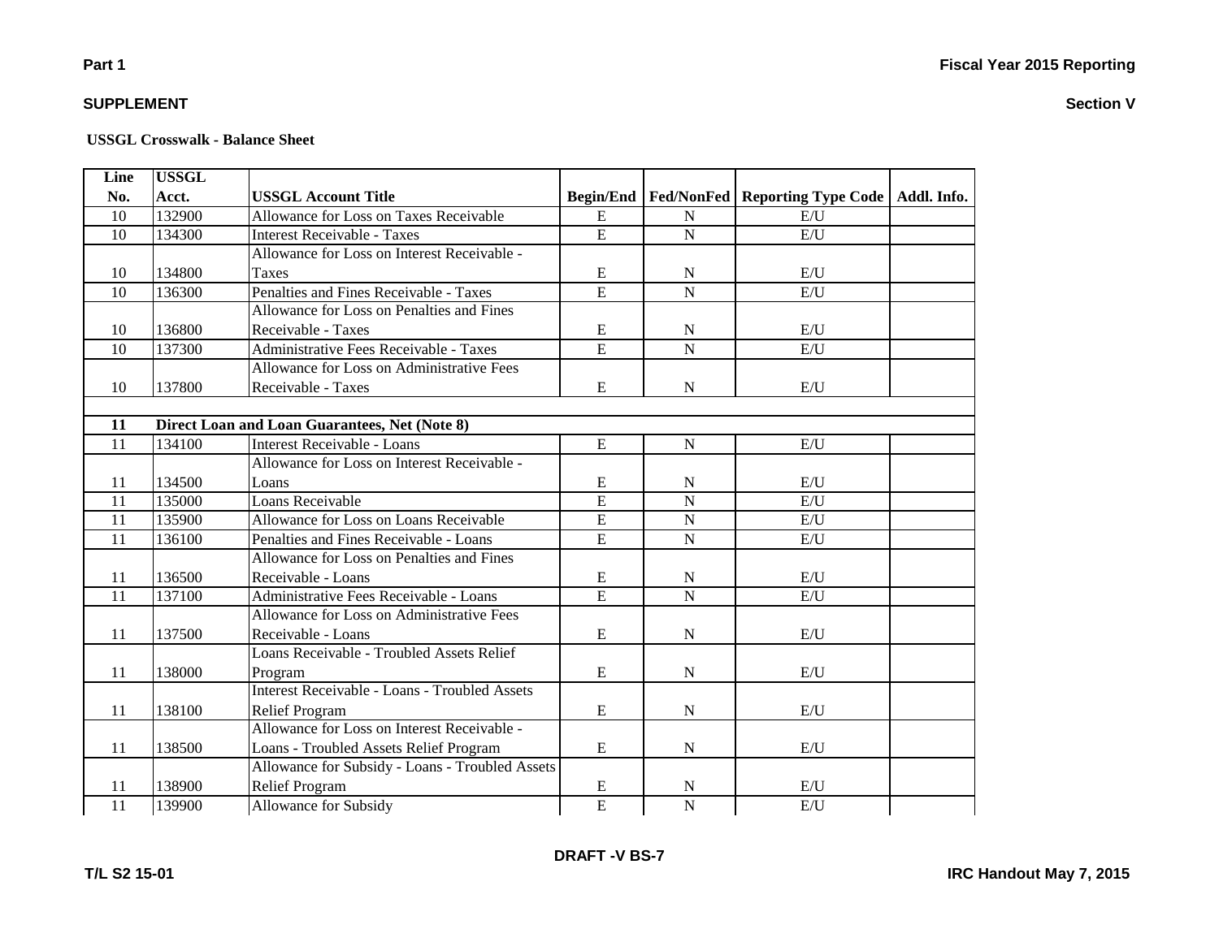**Part 1** **Fiscal Year 2015 Reporting**

**SUPPLEMENT** **Section V**

**USSGL Crosswalk - Balance Sheet**

| Line No. | USSGL Acct. | USSGL Account Title | Begin/End | Fed/NonFed | Reporting Type Code | Addl. Info. |
|---|---|---|---|---|---|---|
| 10 | 132900 | Allowance for Loss on Taxes Receivable | E | N | E/U | |
| 10 | 134300 | Interest Receivable - Taxes | E | N | E/U | |
| 10 | 134800 | Allowance for Loss on Interest Receivable - Taxes | E | N | E/U | |
| 10 | 136300 | Penalties and Fines Receivable - Taxes | E | N | E/U | |
| 10 | 136800 | Allowance for Loss on Penalties and Fines Receivable - Taxes | E | N | E/U | |
| 10 | 137300 | Administrative Fees Receivable - Taxes | E | N | E/U | |
| 10 | 137800 | Allowance for Loss on Administrative Fees Receivable - Taxes | E | N | E/U | |
| | | | | | | |
| **11** | **Direct Loan and Loan Guarantees, Net (Note 8)** | | | | | |
| 11 | 134100 | Interest Receivable - Loans | E | N | E/U | |
| 11 | 134500 | Allowance for Loss on Interest Receivable - Loans | E | N | E/U | |
| 11 | 135000 | Loans Receivable | E | N | E/U | |
| 11 | 135900 | Allowance for Loss on Loans Receivable | E | N | E/U | |
| 11 | 136100 | Penalties and Fines Receivable - Loans | E | N | E/U | |
| 11 | 136500 | Allowance for Loss on Penalties and Fines Receivable - Loans | E | N | E/U | |
| 11 | 137100 | Administrative Fees Receivable - Loans | E | N | E/U | |
| 11 | 137500 | Allowance for Loss on Administrative Fees Receivable - Loans | E | N | E/U | |
| 11 | 138000 | Loans Receivable - Troubled Assets Relief Program | E | N | E/U | |
| 11 | 138100 | Interest Receivable - Loans - Troubled Assets Relief Program | E | N | E/U | |
| 11 | 138500 | Allowance for Loss on Interest Receivable - Loans - Troubled Assets Relief Program | E | N | E/U | |
| 11 | 138900 | Allowance for Subsidy - Loans - Troubled Assets Relief Program | E | N | E/U | |
| 11 | 139900 | Allowance for Subsidy | E | N | E/U | |

DRAFT -V BS-7

T/L S2 15-01 IRC Handout May 7, 2015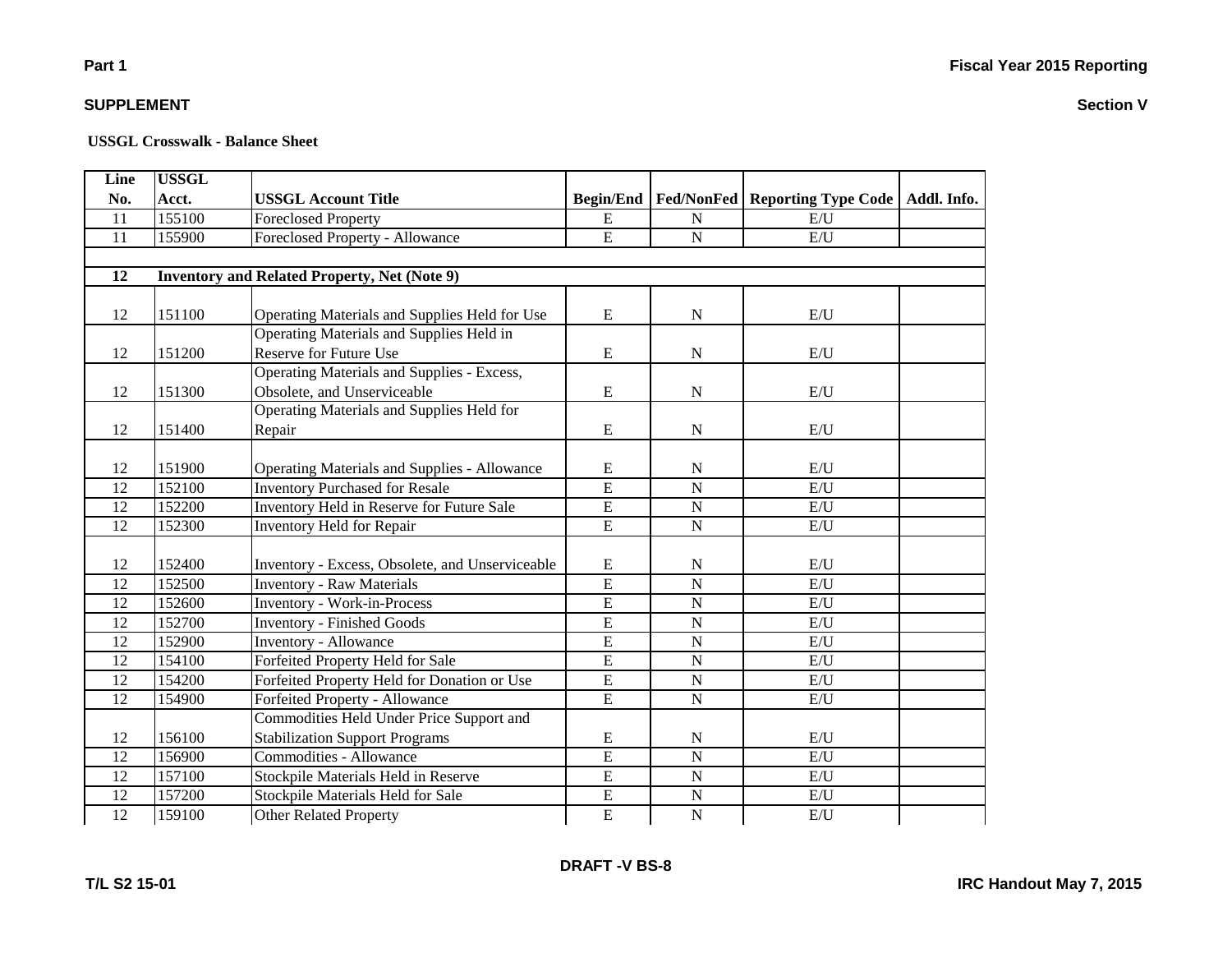**Part 1** **Fiscal Year 2015 Reporting**

**SUPPLEMENT** **Section V**

**USSGL Crosswalk - Balance Sheet**

| Line No. | USSGL Acct. | USSGL Account Title | Begin/End | Fed/NonFed | Reporting Type Code | Addl. Info. |
|---|---|---|---|---|---|---|
| 11 | 155100 | Foreclosed Property | E | N | E/U | |
| 11 | 155900 | Foreclosed Property - Allowance | E | N | E/U | |
| | | | | | | |
| **12** | **Inventory and Related Property, Net (Note 9)** | | | | | |
| 12 | 151100 | Operating Materials and Supplies Held for Use | E | N | E/U | |
| 12 | 151200 | Operating Materials and Supplies Held in Reserve for Future Use | E | N | E/U | |
| 12 | 151300 | Operating Materials and Supplies - Excess, Obsolete, and Unserviceable | E | N | E/U | |
| 12 | 151400 | Operating Materials and Supplies Held for Repair | E | N | E/U | |
| 12 | 151900 | Operating Materials and Supplies - Allowance | E | N | E/U | |
| 12 | 152100 | Inventory Purchased for Resale | E | N | E/U | |
| 12 | 152200 | Inventory Held in Reserve for Future Sale | E | N | E/U | |
| 12 | 152300 | Inventory Held for Repair | E | N | E/U | |
| 12 | 152400 | Inventory - Excess, Obsolete, and Unserviceable | E | N | E/U | |
| 12 | 152500 | Inventory - Raw Materials | E | N | E/U | |
| 12 | 152600 | Inventory - Work-in-Process | E | N | E/U | |
| 12 | 152700 | Inventory - Finished Goods | E | N | E/U | |
| 12 | 152900 | Inventory - Allowance | E | N | E/U | |
| 12 | 154100 | Forfeited Property Held for Sale | E | N | E/U | |
| 12 | 154200 | Forfeited Property Held for Donation or Use | E | N | E/U | |
| 12 | 154900 | Forfeited Property - Allowance | E | N | E/U | |
| 12 | 156100 | Commodities Held Under Price Support and Stabilization Support Programs | E | N | E/U | |
| 12 | 156900 | Commodities - Allowance | E | N | E/U | |
| 12 | 157100 | Stockpile Materials Held in Reserve | E | N | E/U | |
| 12 | 157200 | Stockpile Materials Held for Sale | E | N | E/U | |
| 12 | 159100 | Other Related Property | E | N | E/U | |

DRAFT -V BS-8

T/L S2 15-01 IRC Handout May 7, 2015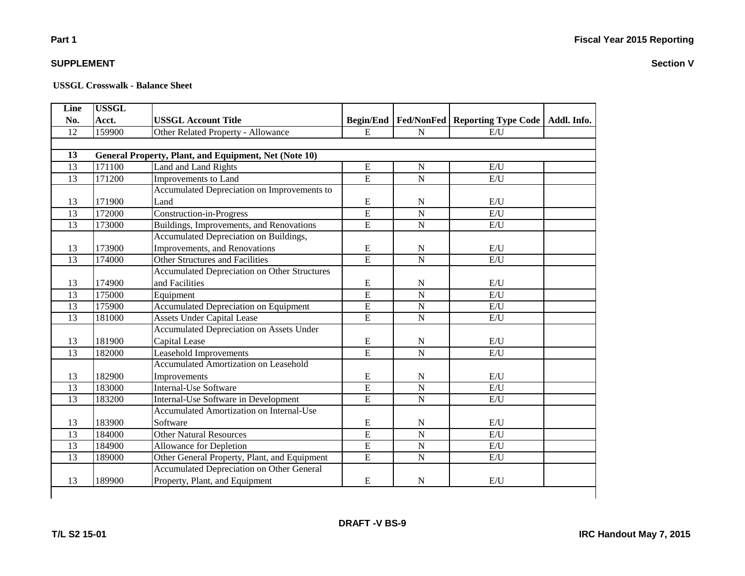**Part 1** **Fiscal Year 2015 Reporting**

**SUPPLEMENT** **Section V**

**USSGL Crosswalk - Balance Sheet**

| Line No. | USSGL Acct. | USSGL Account Title | Begin/End | Fed/NonFed | Reporting Type Code | Addl. Info. |
|---|---|---|---|---|---|---|
| 12 | 159900 | Other Related Property - Allowance | E | N | E/U | |
| | | | | | | |
| **13** | **General Property, Plant, and Equipment, Net (Note 10)** | | | | | |
| 13 | 171100 | Land and Land Rights | E | N | E/U | |
| 13 | 171200 | Improvements to Land | E | N | E/U | |
| 13 | 171900 | Accumulated Depreciation on Improvements to Land | E | N | E/U | |
| 13 | 172000 | Construction-in-Progress | E | N | E/U | |
| 13 | 173000 | Buildings, Improvements, and Renovations | E | N | E/U | |
| 13 | 173900 | Accumulated Depreciation on Buildings, Improvements, and Renovations | E | N | E/U | |
| 13 | 174000 | Other Structures and Facilities | E | N | E/U | |
| 13 | 174900 | Accumulated Depreciation on Other Structures and Facilities | E | N | E/U | |
| 13 | 175000 | Equipment | E | N | E/U | |
| 13 | 175900 | Accumulated Depreciation on Equipment | E | N | E/U | |
| 13 | 181000 | Assets Under Capital Lease | E | N | E/U | |
| 13 | 181900 | Accumulated Depreciation on Assets Under Capital Lease | E | N | E/U | |
| 13 | 182000 | Leasehold Improvements | E | N | E/U | |
| 13 | 182900 | Accumulated Amortization on Leasehold Improvements | E | N | E/U | |
| 13 | 183000 | Internal-Use Software | E | N | E/U | |
| 13 | 183200 | Internal-Use Software in Development | E | N | E/U | |
| 13 | 183900 | Accumulated Amortization on Internal-Use Software | E | N | E/U | |
| 13 | 184000 | Other Natural Resources | E | N | E/U | |
| 13 | 184900 | Allowance for Depletion | E | N | E/U | |
| 13 | 189000 | Other General Property, Plant, and Equipment | E | N | E/U | |
| 13 | 189900 | Accumulated Depreciation on Other General Property, Plant, and Equipment | E | N | E/U | |

**DRAFT -V BS-9**

**T/L S2 15-01** **IRC Handout May 7, 2015**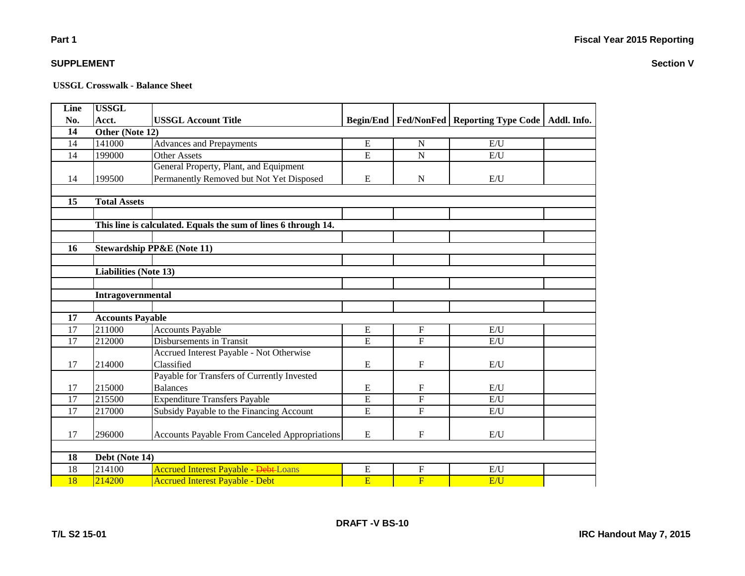**Part 1** **Fiscal Year 2015 Reporting**

**SUPPLEMENT** **Section V**

**USSGL Crosswalk - Balance Sheet**

| Line No. | USSGL Acct. | USSGL Account Title | Begin/End | Fed/NonFed | Reporting Type Code | Addl. Info. |
|---|---|---|---|---|---|---|
| **14** | **Other (Note 12)** | | | | | |
| 14 | 141000 | Advances and Prepayments | E | N | E/U | |
| 14 | 199000 | Other Assets | E | N | E/U | |
| 14 | 199500 | General Property, Plant, and Equipment Permanently Removed but Not Yet Disposed | E | N | E/U | |
| | | | | | | |
| **15** | **Total Assets** | | | | | |
| | | | | | | |
| | **This line is calculated. Equals the sum of lines 6 through 14.** | | | | | |
| | | | | | | |
| **16** | **Stewardship PP&E (Note 11)** | | | | | |
| | | | | | | |
| | **Liabilities (Note 13)** | | | | | |
| | | | | | | |
| | **Intragovernmental** | | | | | |
| | | | | | | |
| **17** | **Accounts Payable** | | | | | |
| 17 | 211000 | Accounts Payable | E | F | E/U | |
| 17 | 212000 | Disbursements in Transit | E | F | E/U | |
| 17 | 214000 | Accrued Interest Payable - Not Otherwise Classified | E | F | E/U | |
| 17 | 215000 | Payable for Transfers of Currently Invested Balances | E | F | E/U | |
| 17 | 215500 | Expenditure Transfers Payable | E | F | E/U | |
| 17 | 217000 | Subsidy Payable to the Financing Account | E | F | E/U | |
| 17 | 296000 | Accounts Payable From Canceled Appropriations | E | F | E/U | |
| | | | | | | |
| **18** | **Debt (Note 14)** | | | | | |
| 18 | 214100 | Accrued Interest Payable - ~~Debt~~ Loans | E | F | E/U | |
| 18 | 214200 | Accrued Interest Payable - Debt | E | F | E/U | |

DRAFT -V BS-10

T/L S2 15-01 IRC Handout May 7, 2015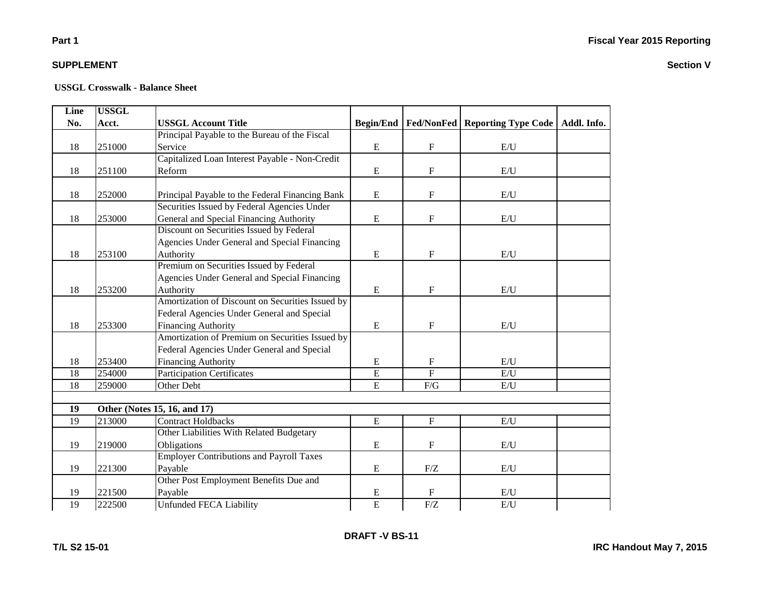**Part 1**

**Fiscal Year 2015 Reporting**

**SUPPLEMENT**

**Section V**

**USSGL Crosswalk - Balance Sheet**

| Line No. | USSGL Acct. | USSGL Account Title | Begin/End | Fed/NonFed | Reporting Type Code | Addl. Info. |
|---|---|---|---|---|---|---|
| 18 | 251000 | Principal Payable to the Bureau of the Fiscal Service | E | F | E/U | |
| 18 | 251100 | Capitalized Loan Interest Payable - Non-Credit Reform | E | F | E/U | |
| 18 | 252000 | Principal Payable to the Federal Financing Bank | E | F | E/U | |
| 18 | 253000 | Securities Issued by Federal Agencies Under General and Special Financing Authority | E | F | E/U | |
| 18 | 253100 | Discount on Securities Issued by Federal Agencies Under General and Special Financing Authority | E | F | E/U | |
| 18 | 253200 | Premium on Securities Issued by Federal Agencies Under General and Special Financing Authority | E | F | E/U | |
| 18 | 253300 | Amortization of Discount on Securities Issued by Federal Agencies Under General and Special Financing Authority | E | F | E/U | |
| 18 | 253400 | Amortization of Premium on Securities Issued by Federal Agencies Under General and Special Financing Authority | E | F | E/U | |
| 18 | 254000 | Participation Certificates | E | F | E/U | |
| 18 | 259000 | Other Debt | E | F/G | E/U | |
| | | | | | | |
| **19** | **Other (Notes 15, 16, and 17)** | | | | | |
| 19 | 213000 | Contract Holdbacks | E | F | E/U | |
| 19 | 219000 | Other Liabilities With Related Budgetary Obligations | E | F | E/U | |
| 19 | 221300 | Employer Contributions and Payroll Taxes Payable | E | F/Z | E/U | |
| 19 | 221500 | Other Post Employment Benefits Due and Payable | E | F | E/U | |
| 19 | 222500 | Unfunded FECA Liability | E | F/Z | E/U | |

DRAFT -V BS-11

T/L S2 15-01

IRC Handout May 7, 2015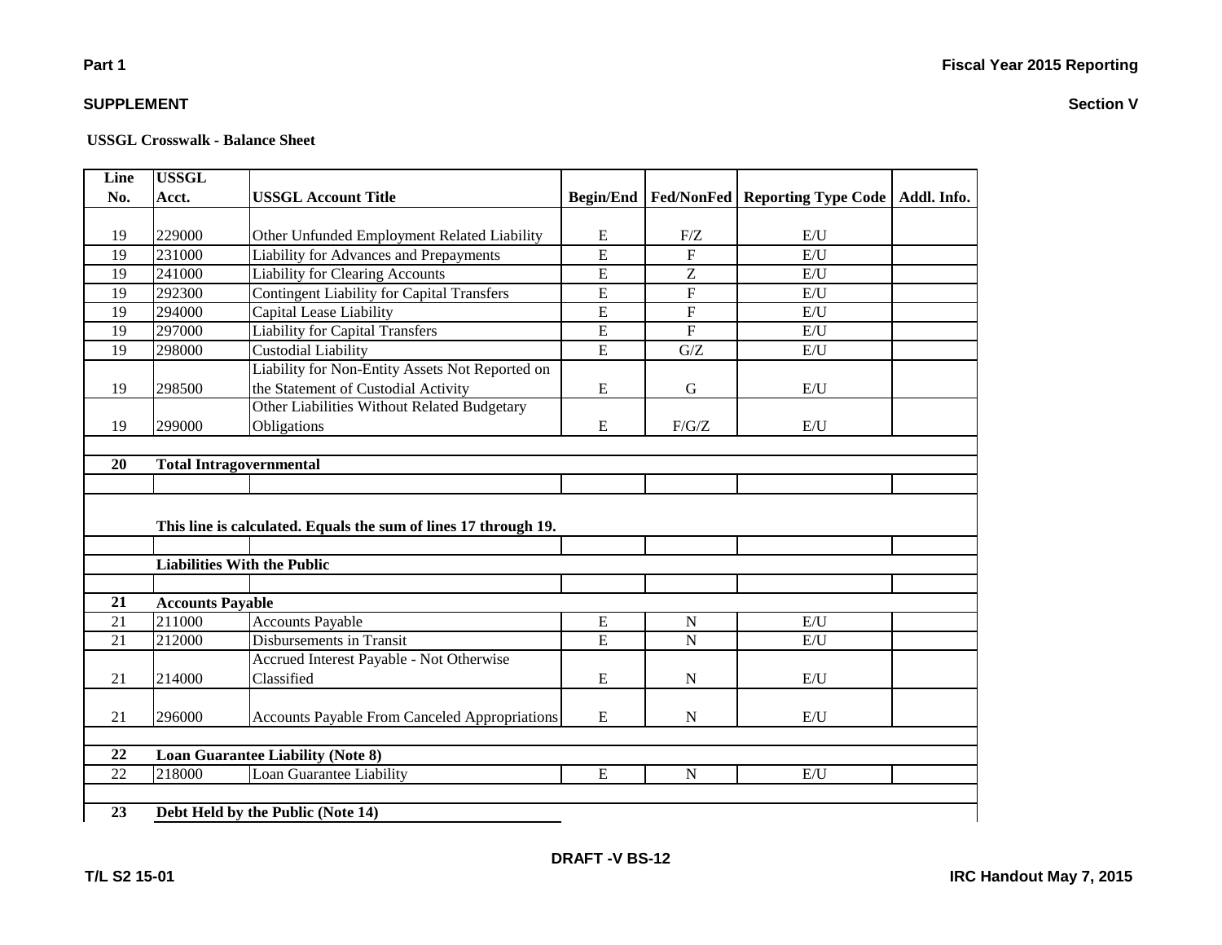**Part 1** | **Fiscal Year 2015 Reporting**

**SUPPLEMENT** | **Section V**

**USSGL Crosswalk - Balance Sheet**

| Line No. | USSGL Acct. | USSGL Account Title | Begin/End | Fed/NonFed | Reporting Type Code | Addl. Info. |
|---|---|---|---|---|---|---|
| 19 | 229000 | Other Unfunded Employment Related Liability | E | F/Z | E/U | |
| 19 | 231000 | Liability for Advances and Prepayments | E | F | E/U | |
| 19 | 241000 | Liability for Clearing Accounts | E | Z | E/U | |
| 19 | 292300 | Contingent Liability for Capital Transfers | E | F | E/U | |
| 19 | 294000 | Capital Lease Liability | E | F | E/U | |
| 19 | 297000 | Liability for Capital Transfers | E | F | E/U | |
| 19 | 298000 | Custodial Liability | E | G/Z | E/U | |
| 19 | 298500 | Liability for Non-Entity Assets Not Reported on the Statement of Custodial Activity | E | G | E/U | |
| 19 | 299000 | Other Liabilities Without Related Budgetary Obligations | E | F/G/Z | E/U | |
| | | | | | | |
| **20** | **Total Intragovernmental** | | | | | |
| | | | | | | |
| | **This line is calculated. Equals the sum of lines 17 through 19.** | | | | | |
| | | | | | | |
| | **Liabilities With the Public** | | | | | |
| | | | | | | |
| **21** | **Accounts Payable** | | | | | |
| 21 | 211000 | Accounts Payable | E | N | E/U | |
| 21 | 212000 | Disbursements in Transit | E | N | E/U | |
| 21 | 214000 | Accrued Interest Payable - Not Otherwise Classified | E | N | E/U | |
| 21 | 296000 | Accounts Payable From Canceled Appropriations | E | N | E/U | |
| | | | | | | |
| **22** | **Loan Guarantee Liability (Note 8)** | | | | | |
| 22 | 218000 | Loan Guarantee Liability | E | N | E/U | |
| | | | | | | |
| **23** | **Debt Held by the Public (Note 14)** | | | | | |

DRAFT -V BS-12

T/L S2 15-01 | IRC Handout May 7, 2015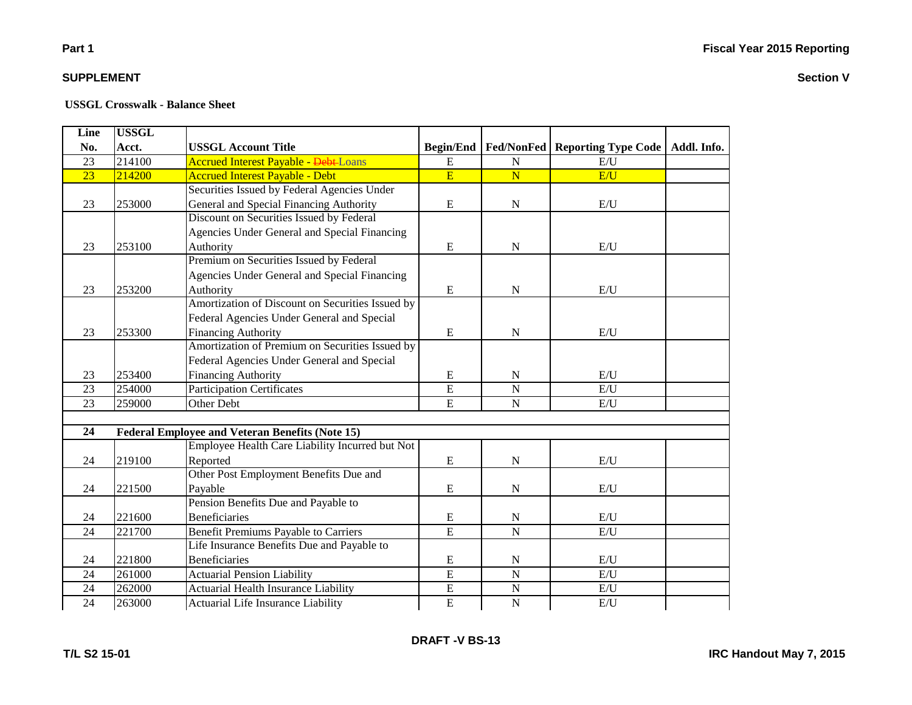**Part 1** **Fiscal Year 2015 Reporting**

**SUPPLEMENT** **Section V**

**USSGL Crosswalk - Balance Sheet**

| Line No. | USSGL Acct. | USSGL Account Title | Begin/End | Fed/NonFed | Reporting Type Code | Addl. Info. |
|---|---|---|---|---|---|---|
| 23 | 214100 | Accrued Interest Payable - ~~Debt~~ Loans | E | N | E/U | |
| 23 | 214200 | Accrued Interest Payable - Debt | E | N | E/U | |
| 23 | 253000 | Securities Issued by Federal Agencies Under General and Special Financing Authority | E | N | E/U | |
| 23 | 253100 | Discount on Securities Issued by Federal Agencies Under General and Special Financing Authority | E | N | E/U | |
| 23 | 253200 | Premium on Securities Issued by Federal Agencies Under General and Special Financing Authority | E | N | E/U | |
| 23 | 253300 | Amortization of Discount on Securities Issued by Federal Agencies Under General and Special Financing Authority | E | N | E/U | |
| 23 | 253400 | Amortization of Premium on Securities Issued by Federal Agencies Under General and Special Financing Authority | E | N | E/U | |
| 23 | 254000 | Participation Certificates | E | N | E/U | |
| 23 | 259000 | Other Debt | E | N | E/U | |
| | | | | | | |
| **24** | **Federal Employee and Veteran Benefits (Note 15)** | | | | | |
| 24 | 219100 | Employee Health Care Liability Incurred but Not Reported | E | N | E/U | |
| 24 | 221500 | Other Post Employment Benefits Due and Payable | E | N | E/U | |
| 24 | 221600 | Pension Benefits Due and Payable to Beneficiaries | E | N | E/U | |
| 24 | 221700 | Benefit Premiums Payable to Carriers | E | N | E/U | |
| 24 | 221800 | Life Insurance Benefits Due and Payable to Beneficiaries | E | N | E/U | |
| 24 | 261000 | Actuarial Pension Liability | E | N | E/U | |
| 24 | 262000 | Actuarial Health Insurance Liability | E | N | E/U | |
| 24 | 263000 | Actuarial Life Insurance Liability | E | N | E/U | |

DRAFT -V BS-13

T/L S2 15-01 IRC Handout May 7, 2015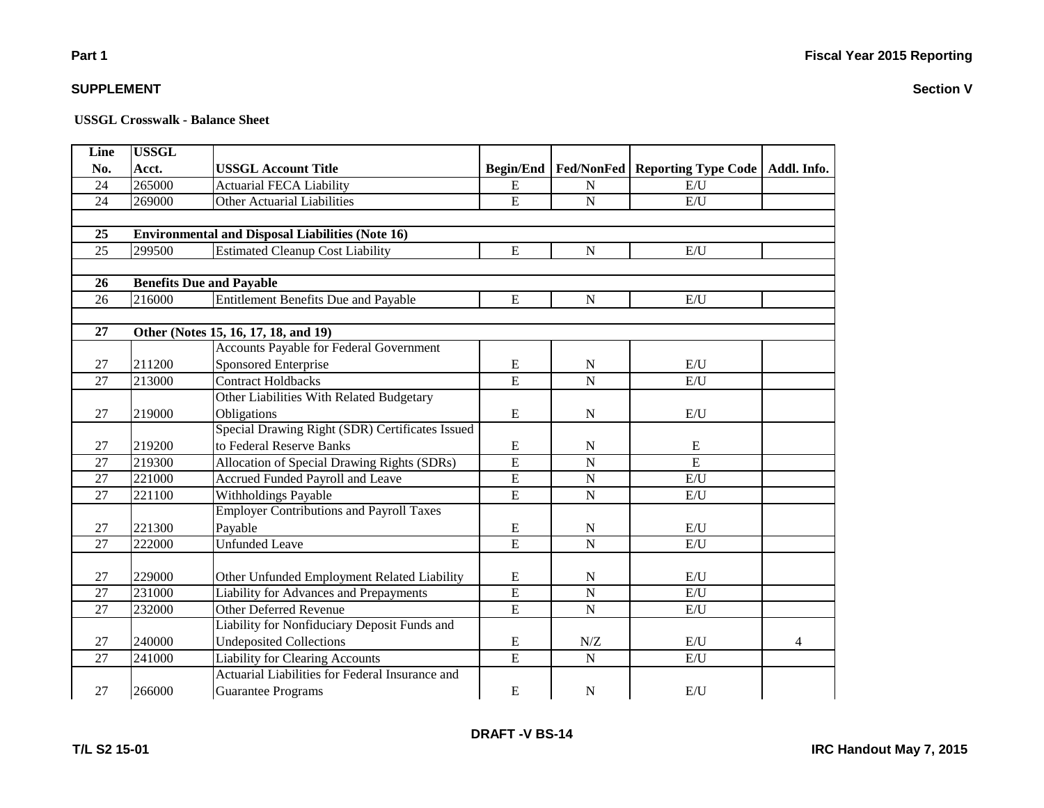**Part 1**

**SUPPLEMENT**

**Section V**

**USSGL Crosswalk - Balance Sheet**

| Line No. | USSGL Acct. | USSGL Account Title | Begin/End | Fed/NonFed | Reporting Type Code | Addl. Info. |
|---|---|---|---|---|---|---|
| 24 | 265000 | Actuarial FECA Liability | E | N | E/U | |
| 24 | 269000 | Other Actuarial Liabilities | E | N | E/U | |
| | | | | | | |
| **25** | **Environmental and Disposal Liabilities (Note 16)** | | | | | |
| 25 | 299500 | Estimated Cleanup Cost Liability | E | N | E/U | |
| | | | | | | |
| **26** | **Benefits Due and Payable** | | | | | |
| 26 | 216000 | Entitlement Benefits Due and Payable | E | N | E/U | |
| | | | | | | |
| **27** | **Other (Notes 15, 16, 17, 18, and 19)** | | | | | |
| 27 | 211200 | Accounts Payable for Federal Government Sponsored Enterprise | E | N | E/U | |
| 27 | 213000 | Contract Holdbacks | E | N | E/U | |
| 27 | 219000 | Other Liabilities With Related Budgetary Obligations | E | N | E/U | |
| 27 | 219200 | Special Drawing Right (SDR) Certificates Issued to Federal Reserve Banks | E | N | E | |
| 27 | 219300 | Allocation of Special Drawing Rights (SDRs) | E | N | E | |
| 27 | 221000 | Accrued Funded Payroll and Leave | E | N | E/U | |
| 27 | 221100 | Withholdings Payable | E | N | E/U | |
| 27 | 221300 | Employer Contributions and Payroll Taxes Payable | E | N | E/U | |
| 27 | 222000 | Unfunded Leave | E | N | E/U | |
| 27 | 229000 | Other Unfunded Employment Related Liability | E | N | E/U | |
| 27 | 231000 | Liability for Advances and Prepayments | E | N | E/U | |
| 27 | 232000 | Other Deferred Revenue | E | N | E/U | |
| 27 | 240000 | Liability for Nonfiduciary Deposit Funds and Undeposited Collections | E | N/Z | E/U | 4 |
| 27 | 241000 | Liability for Clearing Accounts | E | N | E/U | |
| 27 | 266000 | Actuarial Liabilities for Federal Insurance and Guarantee Programs | E | N | E/U | |

DRAFT -V BS-14

T/L S2 15-01

IRC Handout May 7, 2015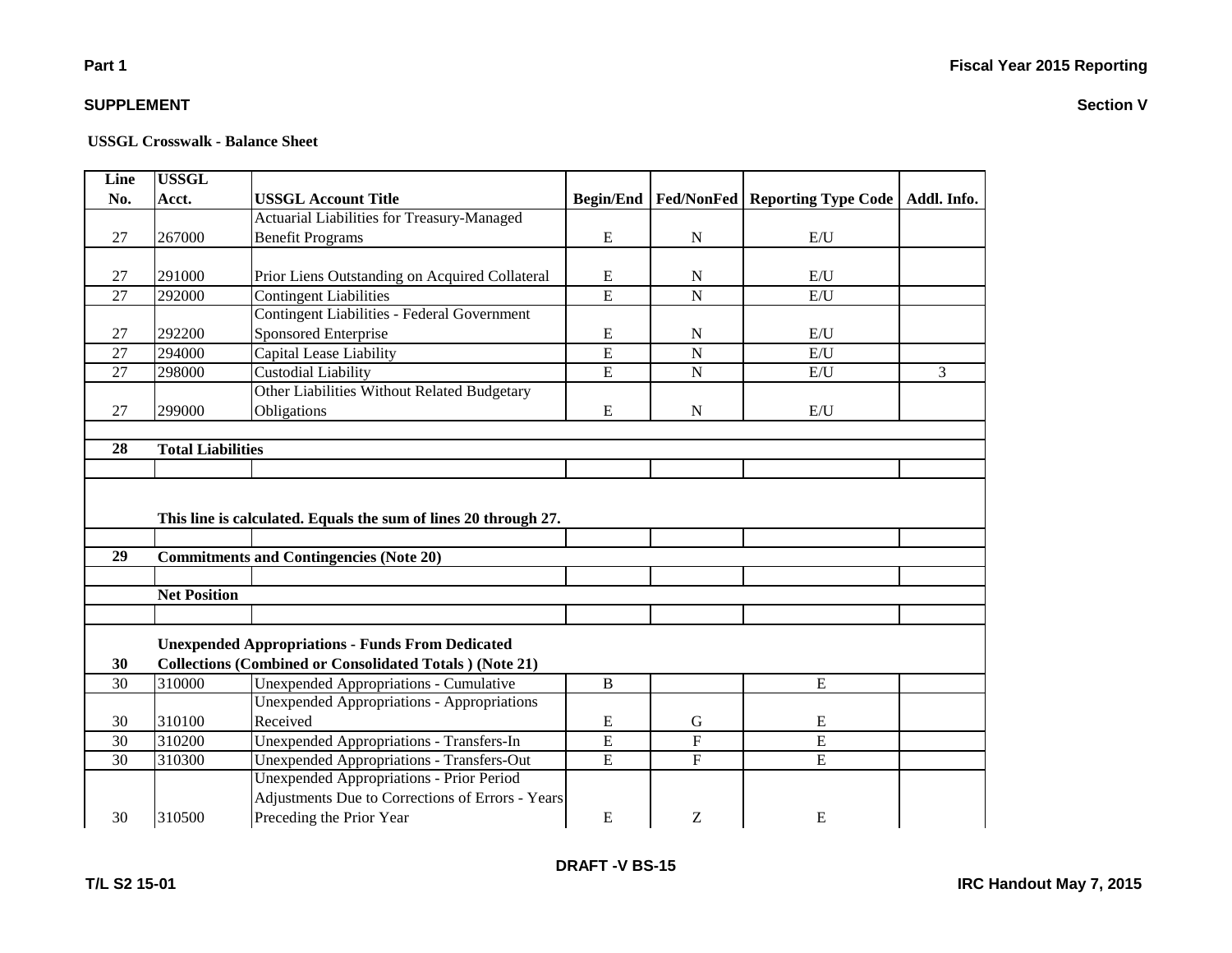**Part 1**

**Fiscal Year 2015 Reporting**

**SUPPLEMENT**

**Section V**

**USSGL Crosswalk - Balance Sheet**

| Line No. | USSGL Acct. | USSGL Account Title | Begin/End | Fed/NonFed | Reporting Type Code | Addl. Info. |
|---|---|---|---|---|---|---|
| 27 | 267000 | Actuarial Liabilities for Treasury-Managed Benefit Programs | E | N | E/U | |
| 27 | 291000 | Prior Liens Outstanding on Acquired Collateral | E | N | E/U | |
| 27 | 292000 | Contingent Liabilities | E | N | E/U | |
| 27 | 292200 | Contingent Liabilities - Federal Government Sponsored Enterprise | E | N | E/U | |
| 27 | 294000 | Capital Lease Liability | E | N | E/U | |
| 27 | 298000 | Custodial Liability | E | N | E/U | 3 |
| 27 | 299000 | Other Liabilities Without Related Budgetary Obligations | E | N | E/U | |
| | | | | | | |
| **28** | **Total Liabilities** | | | | | |
| | | | | | | |
| | **This line is calculated. Equals the sum of lines 20 through 27.** | | | | | |
| | | | | | | |
| **29** | **Commitments and Contingencies (Note 20)** | | | | | |
| | | | | | | |
| | **Net Position** | | | | | |
| | | | | | | |
| **30** | **Unexpended Appropriations - Funds From Dedicated Collections (Combined or Consolidated Totals ) (Note 21)** | | | | | |
| 30 | 310000 | Unexpended Appropriations - Cumulative | B | | E | |
| 30 | 310100 | Unexpended Appropriations - Appropriations Received | E | G | E | |
| 30 | 310200 | Unexpended Appropriations - Transfers-In | E | F | E | |
| 30 | 310300 | Unexpended Appropriations - Transfers-Out | E | F | E | |
| 30 | 310500 | Unexpended Appropriations - Prior Period Adjustments Due to Corrections of Errors - Years Preceding the Prior Year | E | Z | E | |

DRAFT -V BS-15

T/L S2 15-01

IRC Handout May 7, 2015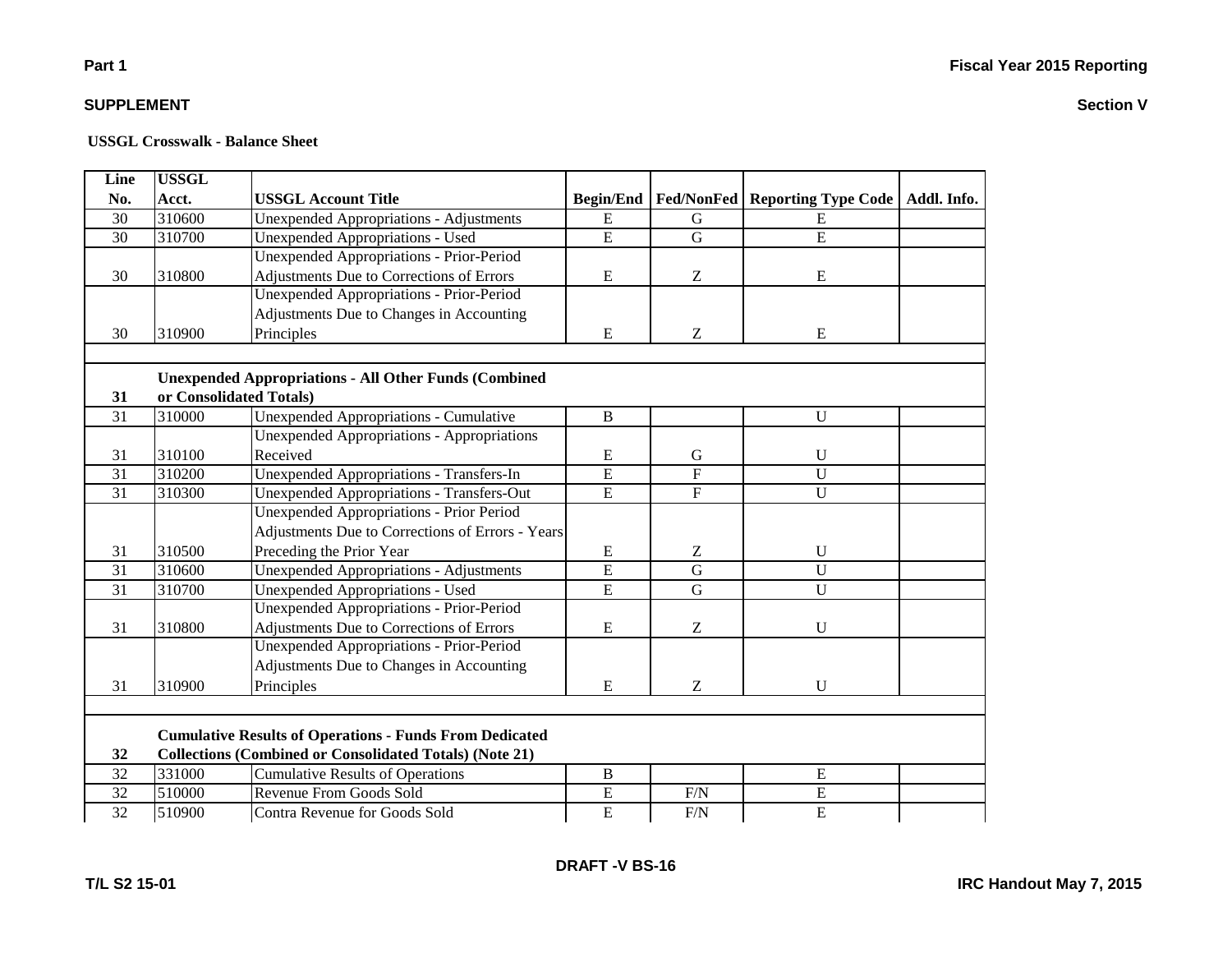**Part 1** **Fiscal Year 2015 Reporting**

**SUPPLEMENT** **Section V**

**USSGL Crosswalk - Balance Sheet**

| Line No. | USSGL Acct. | USSGL Account Title | Begin/End | Fed/NonFed | Reporting Type Code | Addl. Info. |
|---|---|---|---|---|---|---|
| 30 | 310600 | Unexpended Appropriations - Adjustments | E | G | E | |
| 30 | 310700 | Unexpended Appropriations - Used | E | G | E | |
| 30 | 310800 | Unexpended Appropriations - Prior-Period Adjustments Due to Corrections of Errors | E | Z | E | |
| 30 | 310900 | Unexpended Appropriations - Prior-Period Adjustments Due to Changes in Accounting Principles | E | Z | E | |
| | | | | | | |
| **31** | **Unexpended Appropriations - All Other Funds (Combined or Consolidated Totals)** | | | | | |
| 31 | 310000 | Unexpended Appropriations - Cumulative | B | | U | |
| 31 | 310100 | Unexpended Appropriations - Appropriations Received | E | G | U | |
| 31 | 310200 | Unexpended Appropriations - Transfers-In | E | F | U | |
| 31 | 310300 | Unexpended Appropriations - Transfers-Out | E | F | U | |
| 31 | 310500 | Unexpended Appropriations - Prior Period Adjustments Due to Corrections of Errors - Years Preceding the Prior Year | E | Z | U | |
| 31 | 310600 | Unexpended Appropriations - Adjustments | E | G | U | |
| 31 | 310700 | Unexpended Appropriations - Used | E | G | U | |
| 31 | 310800 | Unexpended Appropriations - Prior-Period Adjustments Due to Corrections of Errors | E | Z | U | |
| 31 | 310900 | Unexpended Appropriations - Prior-Period Adjustments Due to Changes in Accounting Principles | E | Z | U | |
| | | | | | | |
| **32** | **Cumulative Results of Operations - Funds From Dedicated Collections (Combined or Consolidated Totals) (Note 21)** | | | | | |
| 32 | 331000 | Cumulative Results of Operations | B | | E | |
| 32 | 510000 | Revenue From Goods Sold | E | F/N | E | |
| 32 | 510900 | Contra Revenue for Goods Sold | E | F/N | E | |

DRAFT -V BS-16

T/L S2 15-01 IRC Handout May 7, 2015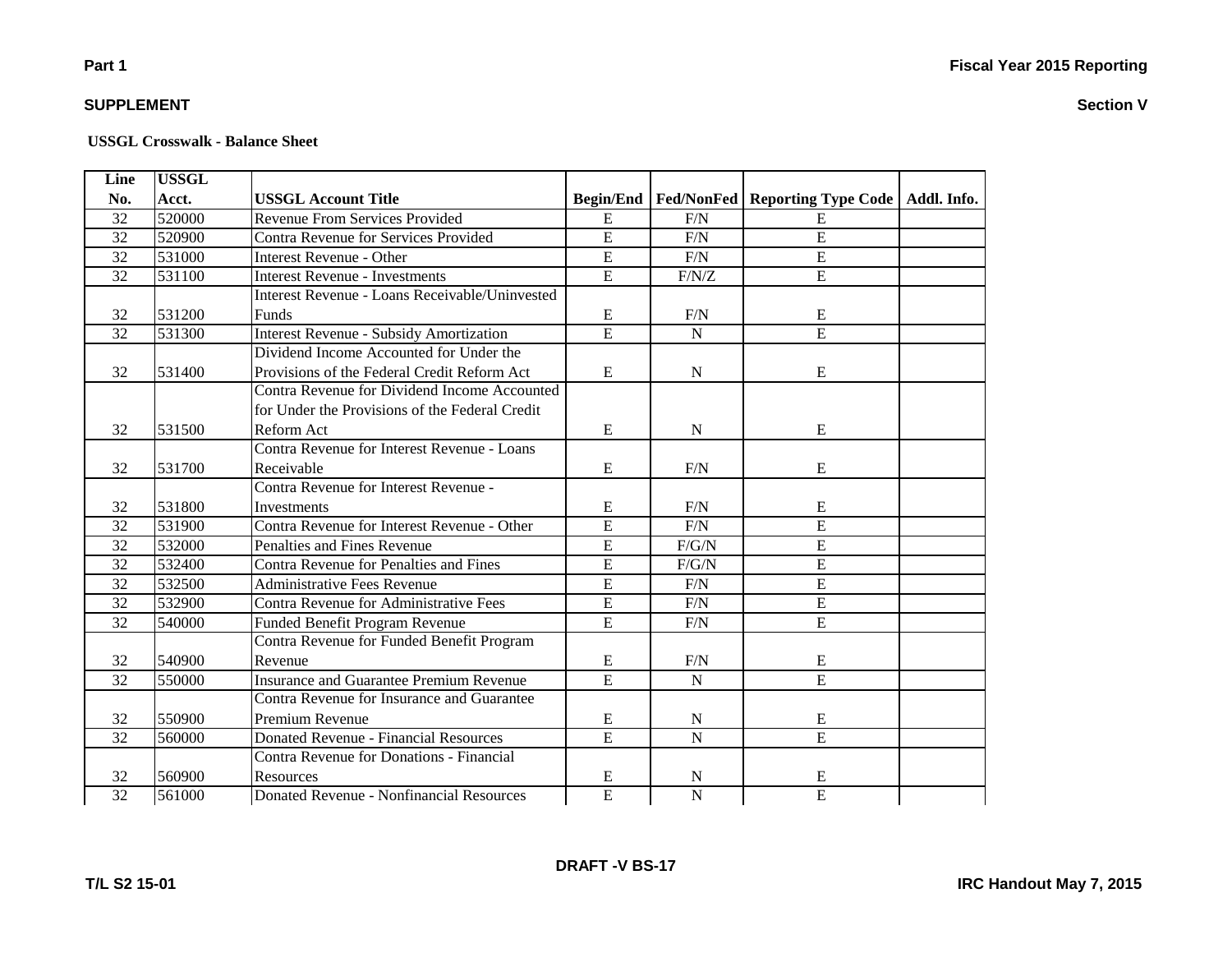**USSGL Crosswalk - Balance Sheet**

| Line No. | USSGL Acct. | USSGL Account Title | Begin/End | Fed/NonFed | Reporting Type Code | Addl. Info. |
|---|---|---|---|---|---|---|
| 32 | 520000 | Revenue From Services Provided | E | F/N | E | |
| 32 | 520900 | Contra Revenue for Services Provided | E | F/N | E | |
| 32 | 531000 | Interest Revenue - Other | E | F/N | E | |
| 32 | 531100 | Interest Revenue - Investments | E | F/N/Z | E | |
| 32 | 531200 | Interest Revenue - Loans Receivable/Uninvested Funds | E | F/N | E | |
| 32 | 531300 | Interest Revenue - Subsidy Amortization | E | N | E | |
| 32 | 531400 | Dividend Income Accounted for Under the Provisions of the Federal Credit Reform Act | E | N | E | |
| 32 | 531500 | Contra Revenue for Dividend Income Accounted for Under the Provisions of the Federal Credit Reform Act | E | N | E | |
| 32 | 531700 | Contra Revenue for Interest Revenue - Loans Receivable | E | F/N | E | |
| 32 | 531800 | Contra Revenue for Interest Revenue - Investments | E | F/N | E | |
| 32 | 531900 | Contra Revenue for Interest Revenue - Other | E | F/N | E | |
| 32 | 532000 | Penalties and Fines Revenue | E | F/G/N | E | |
| 32 | 532400 | Contra Revenue for Penalties and Fines | E | F/G/N | E | |
| 32 | 532500 | Administrative Fees Revenue | E | F/N | E | |
| 32 | 532900 | Contra Revenue for Administrative Fees | E | F/N | E | |
| 32 | 540000 | Funded Benefit Program Revenue | E | F/N | E | |
| 32 | 540900 | Contra Revenue for Funded Benefit Program Revenue | E | F/N | E | |
| 32 | 550000 | Insurance and Guarantee Premium Revenue | E | N | E | |
| 32 | 550900 | Contra Revenue for Insurance and Guarantee Premium Revenue | E | N | E | |
| 32 | 560000 | Donated Revenue - Financial Resources | E | N | E | |
| 32 | 560900 | Contra Revenue for Donations - Financial Resources | E | N | E | |
| 32 | 561000 | Donated Revenue - Nonfinancial Resources | E | N | E | |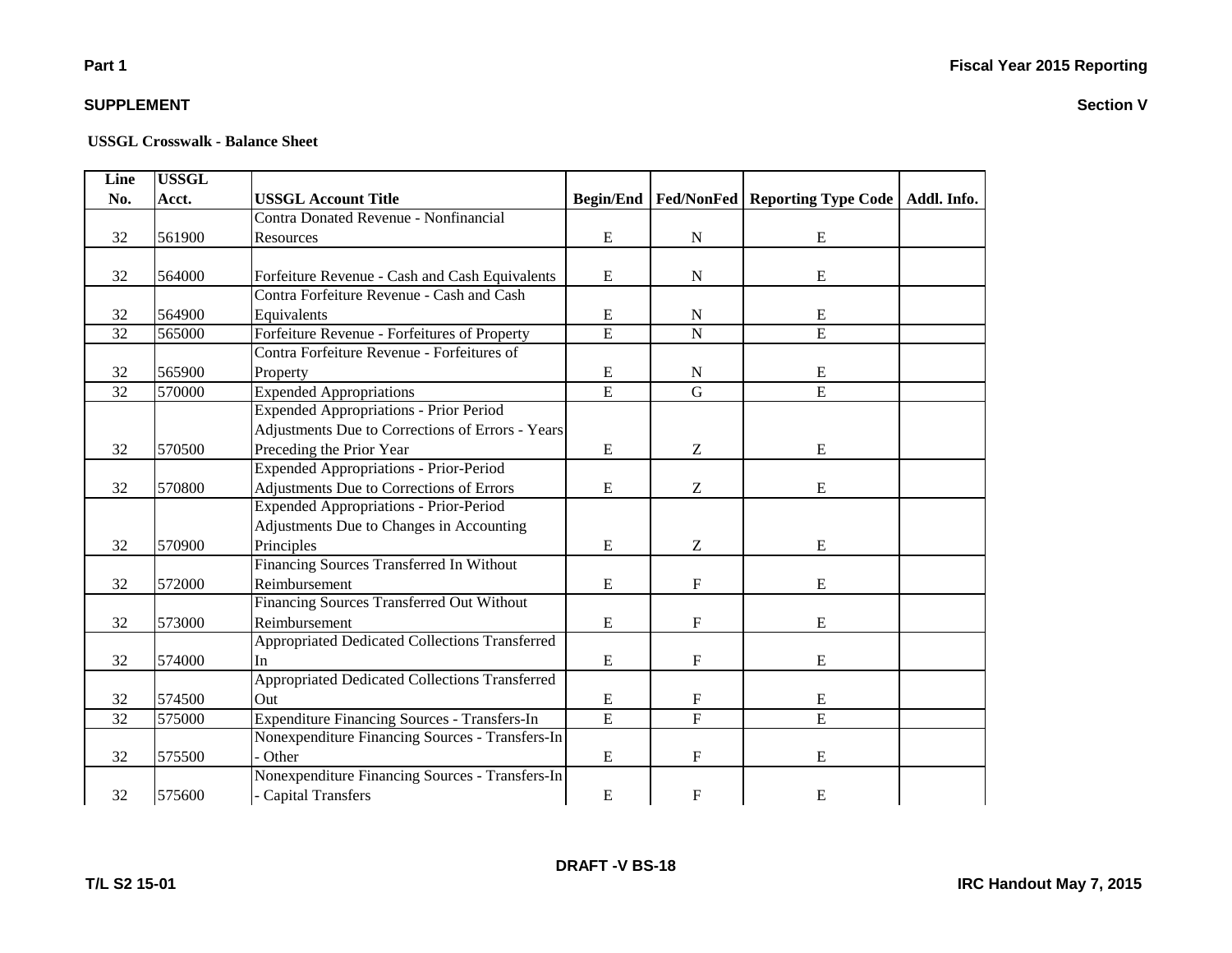**Part 1** **Fiscal Year 2015 Reporting**

**SUPPLEMENT** **Section V**

**USSGL Crosswalk - Balance Sheet**

| Line No. | USSGL Acct. | USSGL Account Title | Begin/End | Fed/NonFed | Reporting Type Code | Addl. Info. |
|---|---|---|---|---|---|---|
| 32 | 561900 | Contra Donated Revenue - Nonfinancial Resources | E | N | E | |
| 32 | 564000 | Forfeiture Revenue - Cash and Cash Equivalents | E | N | E | |
| 32 | 564900 | Contra Forfeiture Revenue - Cash and Cash Equivalents | E | N | E | |
| 32 | 565000 | Forfeiture Revenue - Forfeitures of Property | E | N | E | |
| 32 | 565900 | Contra Forfeiture Revenue - Forfeitures of Property | E | N | E | |
| 32 | 570000 | Expended Appropriations | E | G | E | |
| 32 | 570500 | Expended Appropriations - Prior Period Adjustments Due to Corrections of Errors - Years Preceding the Prior Year | E | Z | E | |
| 32 | 570800 | Expended Appropriations - Prior-Period Adjustments Due to Corrections of Errors | E | Z | E | |
| 32 | 570900 | Expended Appropriations - Prior-Period Adjustments Due to Changes in Accounting Principles | E | Z | E | |
| 32 | 572000 | Financing Sources Transferred In Without Reimbursement | E | F | E | |
| 32 | 573000 | Financing Sources Transferred Out Without Reimbursement | E | F | E | |
| 32 | 574000 | Appropriated Dedicated Collections Transferred In | E | F | E | |
| 32 | 574500 | Appropriated Dedicated Collections Transferred Out | E | F | E | |
| 32 | 575000 | Expenditure Financing Sources - Transfers-In | E | F | E | |
| 32 | 575500 | Nonexpenditure Financing Sources - Transfers-In - Other | E | F | E | |
| 32 | 575600 | Nonexpenditure Financing Sources - Transfers-In - Capital Transfers | E | F | E | |

**DRAFT -V BS-18**

**T/L S2 15-01** **IRC Handout May 7, 2015**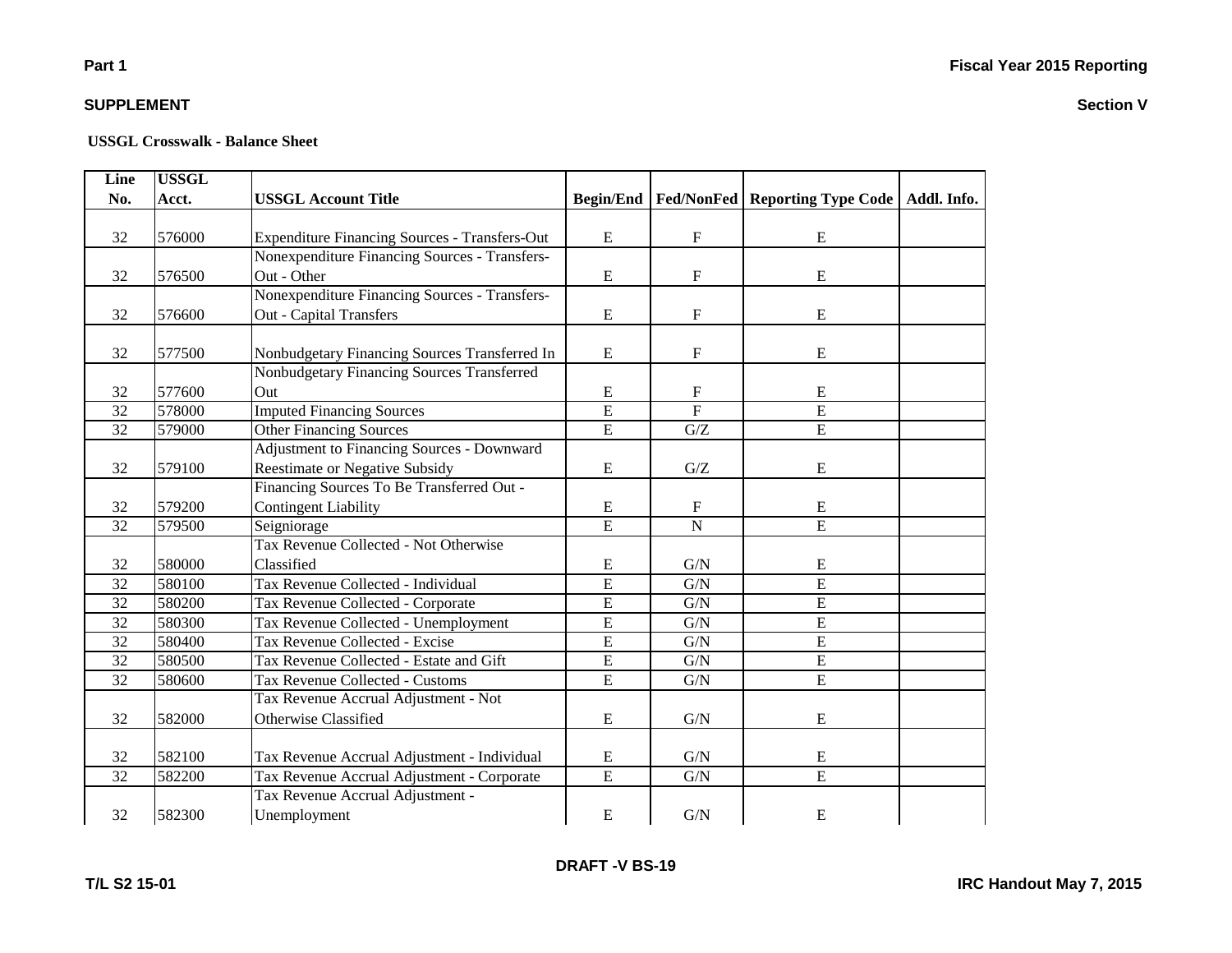**Part 1**

**SUPPLEMENT**

**Fiscal Year 2015 Reporting**

**Section V**

**USSGL Crosswalk - Balance Sheet**

| Line No. | USSGL Acct. | USSGL Account Title | Begin/End | Fed/NonFed | Reporting Type Code | Addl. Info. |
|---|---|---|---|---|---|---|
| 32 | 576000 | Expenditure Financing Sources - Transfers-Out | E | F | E | |
| 32 | 576500 | Nonexpenditure Financing Sources - Transfers-Out - Other | E | F | E | |
| 32 | 576600 | Nonexpenditure Financing Sources - Transfers-Out - Capital Transfers | E | F | E | |
| 32 | 577500 | Nonbudgetary Financing Sources Transferred In | E | F | E | |
| 32 | 577600 | Nonbudgetary Financing Sources Transferred Out | E | F | E | |
| 32 | 578000 | Imputed Financing Sources | E | F | E | |
| 32 | 579000 | Other Financing Sources | E | G/Z | E | |
| 32 | 579100 | Adjustment to Financing Sources - Downward Reestimate or Negative Subsidy | E | G/Z | E | |
| 32 | 579200 | Financing Sources To Be Transferred Out - Contingent Liability | E | F | E | |
| 32 | 579500 | Seigniorage | E | N | E | |
| 32 | 580000 | Tax Revenue Collected - Not Otherwise Classified | E | G/N | E | |
| 32 | 580100 | Tax Revenue Collected - Individual | E | G/N | E | |
| 32 | 580200 | Tax Revenue Collected - Corporate | E | G/N | E | |
| 32 | 580300 | Tax Revenue Collected - Unemployment | E | G/N | E | |
| 32 | 580400 | Tax Revenue Collected - Excise | E | G/N | E | |
| 32 | 580500 | Tax Revenue Collected - Estate and Gift | E | G/N | E | |
| 32 | 580600 | Tax Revenue Collected - Customs | E | G/N | E | |
| 32 | 582000 | Tax Revenue Accrual Adjustment - Not Otherwise Classified | E | G/N | E | |
| 32 | 582100 | Tax Revenue Accrual Adjustment - Individual | E | G/N | E | |
| 32 | 582200 | Tax Revenue Accrual Adjustment - Corporate | E | G/N | E | |
| 32 | 582300 | Tax Revenue Accrual Adjustment - Unemployment | E | G/N | E | |

DRAFT -V BS-19

T/L S2 15-01

IRC Handout May 7, 2015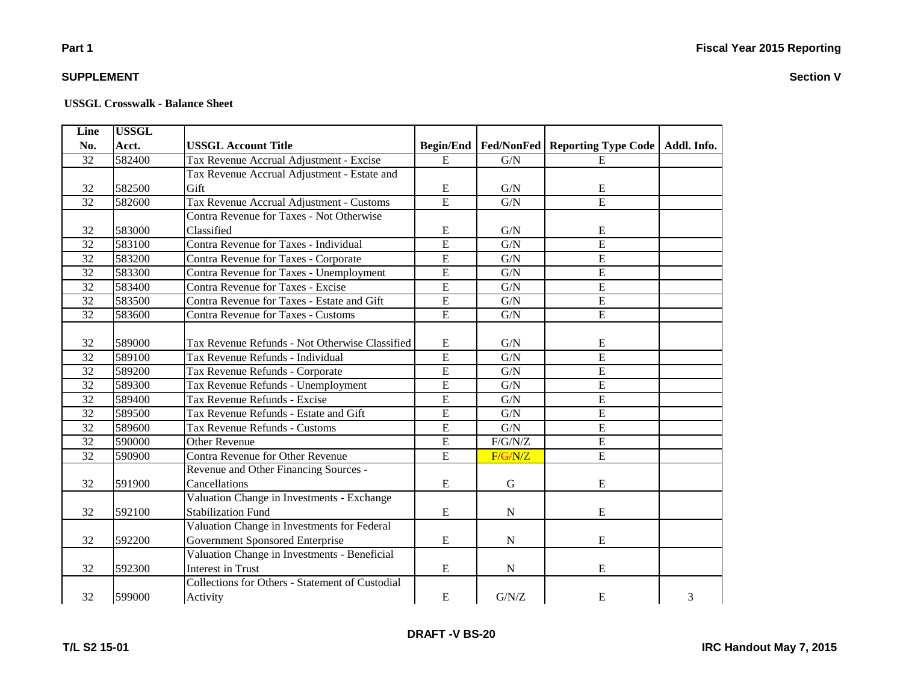**Part 1**

**Fiscal Year 2015 Reporting**

**SUPPLEMENT**

**Section V**

**USSGL Crosswalk - Balance Sheet**

| Line No. | USSGL Acct. | USSGL Account Title | Begin/End | Fed/NonFed | Reporting Type Code | Addl. Info. |
|---|---|---|---|---|---|---|
| 32 | 582400 | Tax Revenue Accrual Adjustment - Excise | E | G/N | E | |
| 32 | 582500 | Tax Revenue Accrual Adjustment - Estate and Gift | E | G/N | E | |
| 32 | 582600 | Tax Revenue Accrual Adjustment - Customs | E | G/N | E | |
| 32 | 583000 | Contra Revenue for Taxes - Not Otherwise Classified | E | G/N | E | |
| 32 | 583100 | Contra Revenue for Taxes - Individual | E | G/N | E | |
| 32 | 583200 | Contra Revenue for Taxes - Corporate | E | G/N | E | |
| 32 | 583300 | Contra Revenue for Taxes - Unemployment | E | G/N | E | |
| 32 | 583400 | Contra Revenue for Taxes - Excise | E | G/N | E | |
| 32 | 583500 | Contra Revenue for Taxes - Estate and Gift | E | G/N | E | |
| 32 | 583600 | Contra Revenue for Taxes - Customs | E | G/N | E | |
| 32 | 589000 | Tax Revenue Refunds - Not Otherwise Classified | E | G/N | E | |
| 32 | 589100 | Tax Revenue Refunds - Individual | E | G/N | E | |
| 32 | 589200 | Tax Revenue Refunds - Corporate | E | G/N | E | |
| 32 | 589300 | Tax Revenue Refunds - Unemployment | E | G/N | E | |
| 32 | 589400 | Tax Revenue Refunds - Excise | E | G/N | E | |
| 32 | 589500 | Tax Revenue Refunds - Estate and Gift | E | G/N | E | |
| 32 | 589600 | Tax Revenue Refunds - Customs | E | G/N | E | |
| 32 | 590000 | Other Revenue | E | F/G/N/Z | E | |
| 32 | 590900 | Contra Revenue for Other Revenue | E | F/~~G/~~N/Z | E | |
| 32 | 591900 | Revenue and Other Financing Sources - Cancellations | E | G | E | |
| 32 | 592100 | Valuation Change in Investments - Exchange Stabilization Fund | E | N | E | |
| 32 | 592200 | Valuation Change in Investments for Federal Government Sponsored Enterprise | E | N | E | |
| 32 | 592300 | Valuation Change in Investments - Beneficial Interest in Trust | E | N | E | |
| 32 | 599000 | Collections for Others - Statement of Custodial Activity | E | G/N/Z | E | 3 |

DRAFT -V BS-20

T/L S2 15-01

IRC Handout May 7, 2015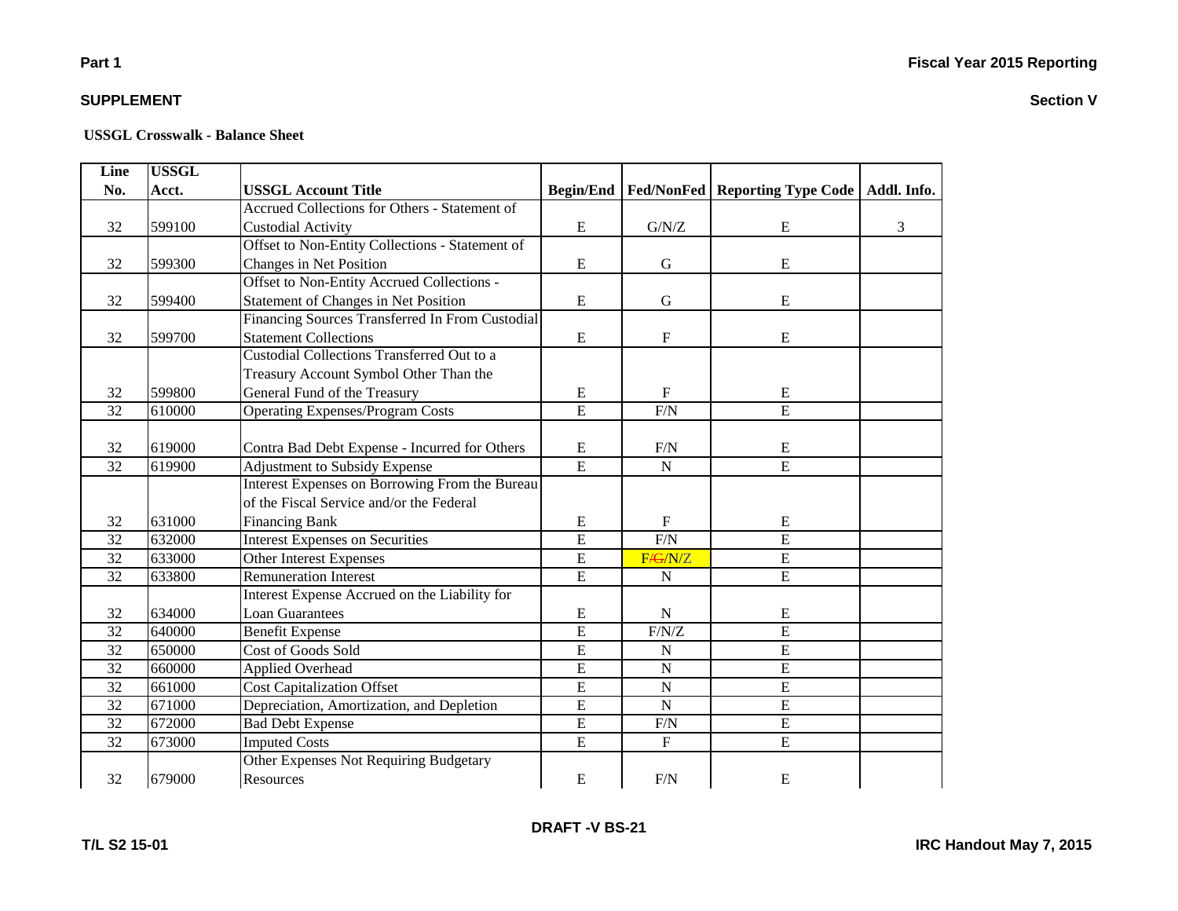Part 1

**Fiscal Year 2015 Reporting**

**SUPPLEMENT**

**Section V**

**USSGL Crosswalk - Balance Sheet**

| Line No. | USSGL Acct. | USSGL Account Title | Begin/End | Fed/NonFed | Reporting Type Code | Addl. Info. |
|---|---|---|---|---|---|---|
| 32 | 599100 | Accrued Collections for Others - Statement of Custodial Activity | E | G/N/Z | E | 3 |
| 32 | 599300 | Offset to Non-Entity Collections - Statement of Changes in Net Position | E | G | E | |
| 32 | 599400 | Offset to Non-Entity Accrued Collections - Statement of Changes in Net Position | E | G | E | |
| 32 | 599700 | Financing Sources Transferred In From Custodial Statement Collections | E | F | E | |
| 32 | 599800 | Custodial Collections Transferred Out to a Treasury Account Symbol Other Than the General Fund of the Treasury | E | F | E | |
| 32 | 610000 | Operating Expenses/Program Costs | E | F/N | E | |
| 32 | 619000 | Contra Bad Debt Expense - Incurred for Others | E | F/N | E | |
| 32 | 619900 | Adjustment to Subsidy Expense | E | N | E | |
| 32 | 631000 | Interest Expenses on Borrowing From the Bureau of the Fiscal Service and/or the Federal Financing Bank | E | F | E | |
| 32 | 632000 | Interest Expenses on Securities | E | F/N | E | |
| 32 | 633000 | Other Interest Expenses | E | F/~~G~~/N/Z | E | |
| 32 | 633800 | Remuneration Interest | E | N | E | |
| 32 | 634000 | Interest Expense Accrued on the Liability for Loan Guarantees | E | N | E | |
| 32 | 640000 | Benefit Expense | E | F/N/Z | E | |
| 32 | 650000 | Cost of Goods Sold | E | N | E | |
| 32 | 660000 | Applied Overhead | E | N | E | |
| 32 | 661000 | Cost Capitalization Offset | E | N | E | |
| 32 | 671000 | Depreciation, Amortization, and Depletion | E | N | E | |
| 32 | 672000 | Bad Debt Expense | E | F/N | E | |
| 32 | 673000 | Imputed Costs | E | F | E | |
| 32 | 679000 | Other Expenses Not Requiring Budgetary Resources | E | F/N | E | |

DRAFT -V BS-21

T/L S2 15-01

IRC Handout May 7, 2015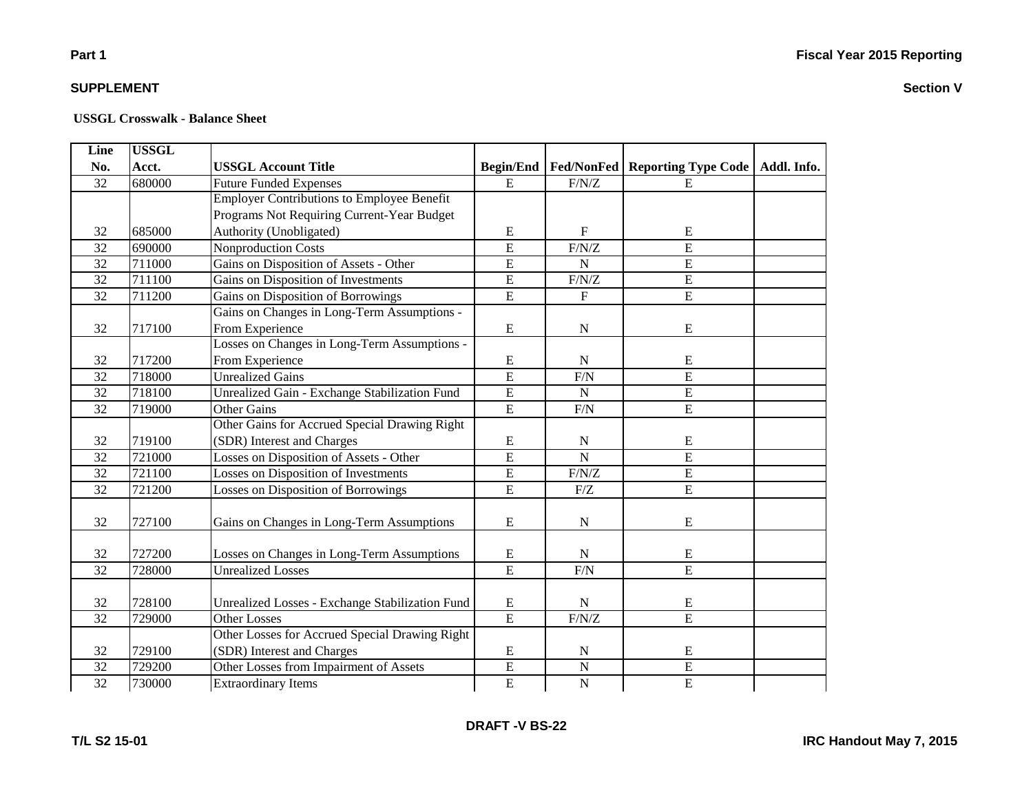**Part 1**

**SUPPLEMENT**

**Fiscal Year 2015 Reporting**

**Section V**

**USSGL Crosswalk - Balance Sheet**

| Line No. | USSGL Acct. | USSGL Account Title | Begin/End | Fed/NonFed | Reporting Type Code | Addl. Info. |
|---|---|---|---|---|---|---|
| 32 | 680000 | Future Funded Expenses | E | F/N/Z | E | |
| 32 | 685000 | Employer Contributions to Employee Benefit Programs Not Requiring Current-Year Budget Authority (Unobligated) | E | F | E | |
| 32 | 690000 | Nonproduction Costs | E | F/N/Z | E | |
| 32 | 711000 | Gains on Disposition of Assets - Other | E | N | E | |
| 32 | 711100 | Gains on Disposition of Investments | E | F/N/Z | E | |
| 32 | 711200 | Gains on Disposition of Borrowings | E | F | E | |
| 32 | 717100 | Gains on Changes in Long-Term Assumptions - From Experience | E | N | E | |
| 32 | 717200 | Losses on Changes in Long-Term Assumptions - From Experience | E | N | E | |
| 32 | 718000 | Unrealized Gains | E | F/N | E | |
| 32 | 718100 | Unrealized Gain - Exchange Stabilization Fund | E | N | E | |
| 32 | 719000 | Other Gains | E | F/N | E | |
| 32 | 719100 | Other Gains for Accrued Special Drawing Right (SDR) Interest and Charges | E | N | E | |
| 32 | 721000 | Losses on Disposition of Assets - Other | E | N | E | |
| 32 | 721100 | Losses on Disposition of Investments | E | F/N/Z | E | |
| 32 | 721200 | Losses on Disposition of Borrowings | E | F/Z | E | |
| 32 | 727100 | Gains on Changes in Long-Term Assumptions | E | N | E | |
| 32 | 727200 | Losses on Changes in Long-Term Assumptions | E | N | E | |
| 32 | 728000 | Unrealized Losses | E | F/N | E | |
| 32 | 728100 | Unrealized Losses - Exchange Stabilization Fund | E | N | E | |
| 32 | 729000 | Other Losses | E | F/N/Z | E | |
| 32 | 729100 | Other Losses for Accrued Special Drawing Right (SDR) Interest and Charges | E | N | E | |
| 32 | 729200 | Other Losses from Impairment of Assets | E | N | E | |
| 32 | 730000 | Extraordinary Items | E | N | E | |

DRAFT -V BS-22

T/L S2 15-01

IRC Handout May 7, 2015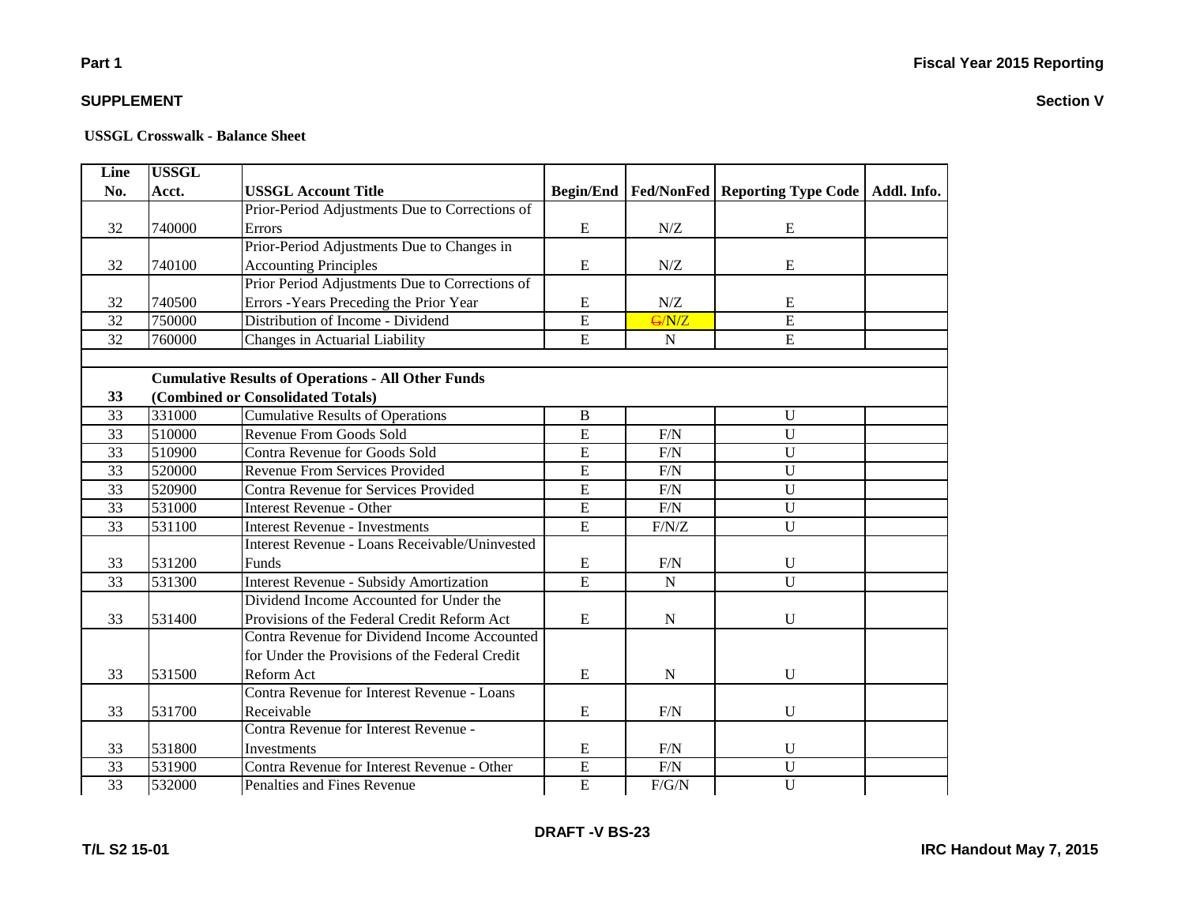**Part 1** | **Fiscal Year 2015 Reporting**

**SUPPLEMENT** | **Section V**

**USSGL Crosswalk - Balance Sheet**

| Line No. | USSGL Acct. | USSGL Account Title | Begin/End | Fed/NonFed | Reporting Type Code | Addl. Info. |
|---|---|---|---|---|---|---|
| 32 | 740000 | Prior-Period Adjustments Due to Corrections of Errors | E | N/Z | E | |
| 32 | 740100 | Prior-Period Adjustments Due to Changes in Accounting Principles | E | N/Z | E | |
| 32 | 740500 | Prior Period Adjustments Due to Corrections of Errors -Years Preceding the Prior Year | E | N/Z | E | |
| 32 | 750000 | Distribution of Income - Dividend | E | ~~G/~~N/Z | E | |
| 32 | 760000 | Changes in Actuarial Liability | E | N | E | |
| | | | | | | |
| **33** | **Cumulative Results of Operations - All Other Funds (Combined or Consolidated Totals)** | | | | | |
| 33 | 331000 | Cumulative Results of Operations | B | | U | |
| 33 | 510000 | Revenue From Goods Sold | E | F/N | U | |
| 33 | 510900 | Contra Revenue for Goods Sold | E | F/N | U | |
| 33 | 520000 | Revenue From Services Provided | E | F/N | U | |
| 33 | 520900 | Contra Revenue for Services Provided | E | F/N | U | |
| 33 | 531000 | Interest Revenue - Other | E | F/N | U | |
| 33 | 531100 | Interest Revenue - Investments | E | F/N/Z | U | |
| 33 | 531200 | Interest Revenue - Loans Receivable/Uninvested Funds | E | F/N | U | |
| 33 | 531300 | Interest Revenue - Subsidy Amortization | E | N | U | |
| 33 | 531400 | Dividend Income Accounted for Under the Provisions of the Federal Credit Reform Act | E | N | U | |
| 33 | 531500 | Contra Revenue for Dividend Income Accounted for Under the Provisions of the Federal Credit Reform Act | E | N | U | |
| 33 | 531700 | Contra Revenue for Interest Revenue - Loans Receivable | E | F/N | U | |
| 33 | 531800 | Contra Revenue for Interest Revenue - Investments | E | F/N | U | |
| 33 | 531900 | Contra Revenue for Interest Revenue - Other | E | F/N | U | |
| 33 | 532000 | Penalties and Fines Revenue | E | F/G/N | U | |

DRAFT -V BS-23

T/L S2 15-01 | IRC Handout May 7, 2015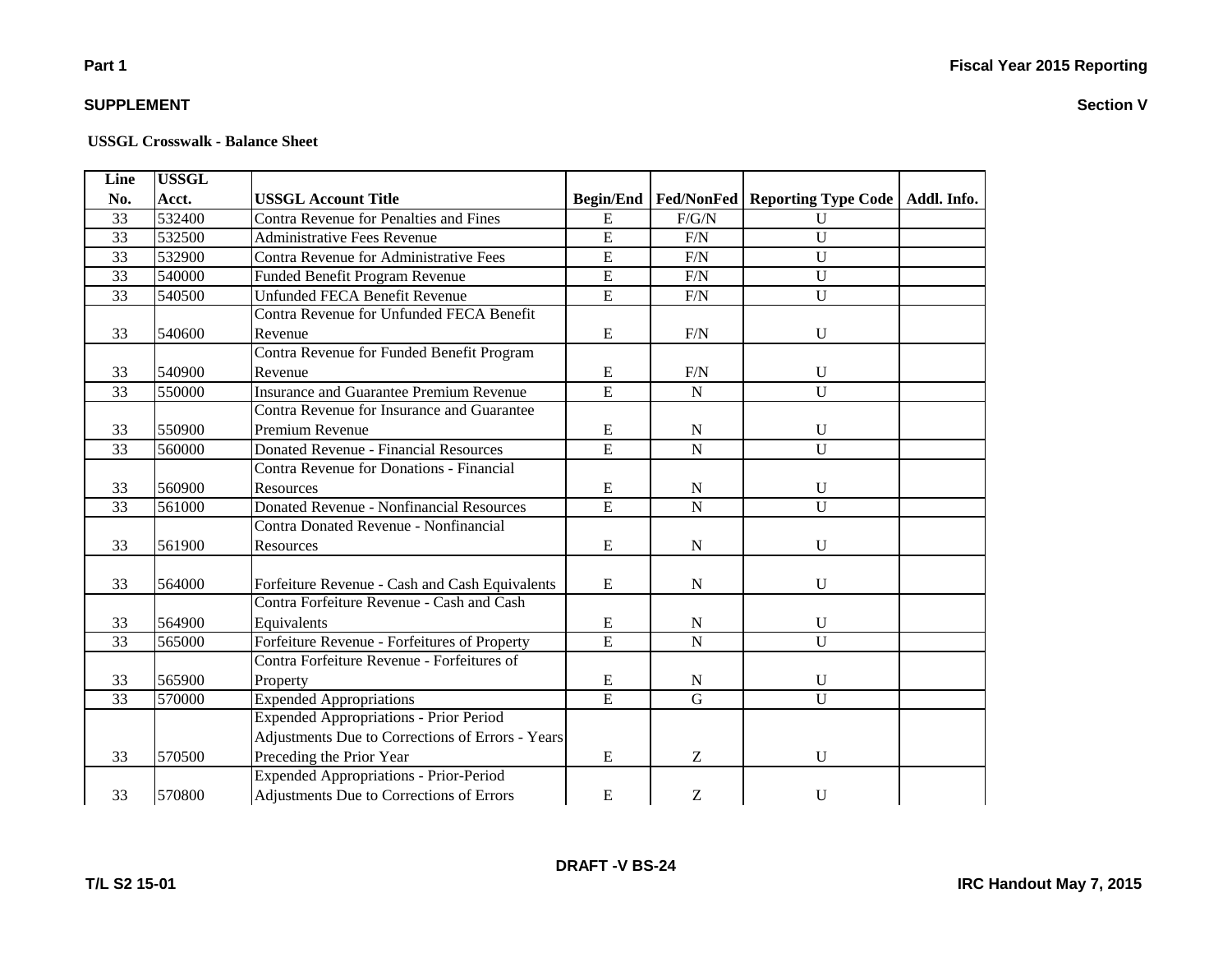**Part 1** **Fiscal Year 2015 Reporting**

**SUPPLEMENT** **Section V**

**USSGL Crosswalk - Balance Sheet**

| Line No. | USSGL Acct. | USSGL Account Title | Begin/End | Fed/NonFed | Reporting Type Code | Addl. Info. |
|---|---|---|---|---|---|---|
| 33 | 532400 | Contra Revenue for Penalties and Fines | E | F/G/N | U | |
| 33 | 532500 | Administrative Fees Revenue | E | F/N | U | |
| 33 | 532900 | Contra Revenue for Administrative Fees | E | F/N | U | |
| 33 | 540000 | Funded Benefit Program Revenue | E | F/N | U | |
| 33 | 540500 | Unfunded FECA Benefit Revenue | E | F/N | U | |
| 33 | 540600 | Contra Revenue for Unfunded FECA Benefit Revenue | E | F/N | U | |
| 33 | 540900 | Contra Revenue for Funded Benefit Program Revenue | E | F/N | U | |
| 33 | 550000 | Insurance and Guarantee Premium Revenue | E | N | U | |
| 33 | 550900 | Contra Revenue for Insurance and Guarantee Premium Revenue | E | N | U | |
| 33 | 560000 | Donated Revenue - Financial Resources | E | N | U | |
| 33 | 560900 | Contra Revenue for Donations - Financial Resources | E | N | U | |
| 33 | 561000 | Donated Revenue - Nonfinancial Resources | E | N | U | |
| 33 | 561900 | Contra Donated Revenue - Nonfinancial Resources | E | N | U | |
| 33 | 564000 | Forfeiture Revenue - Cash and Cash Equivalents | E | N | U | |
| 33 | 564900 | Contra Forfeiture Revenue - Cash and Cash Equivalents | E | N | U | |
| 33 | 565000 | Forfeiture Revenue - Forfeitures of Property | E | N | U | |
| 33 | 565900 | Contra Forfeiture Revenue - Forfeitures of Property | E | N | U | |
| 33 | 570000 | Expended Appropriations | E | G | U | |
| 33 | 570500 | Expended Appropriations - Prior Period Adjustments Due to Corrections of Errors - Years Preceding the Prior Year | E | Z | U | |
| 33 | 570800 | Expended Appropriations - Prior-Period Adjustments Due to Corrections of Errors | E | Z | U | |

DRAFT -V BS-24

T/L S2 15-01 IRC Handout May 7, 2015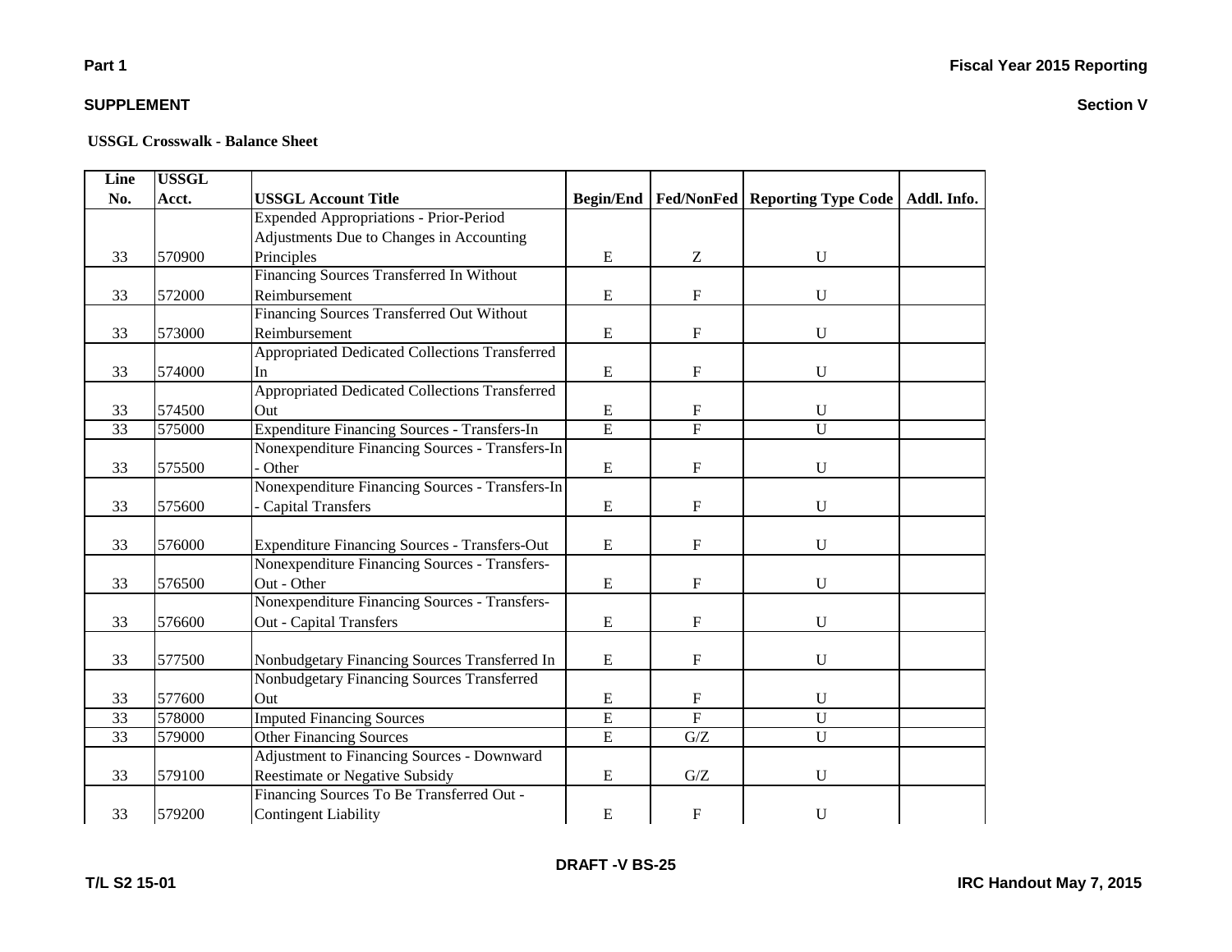**USSGL Crosswalk - Balance Sheet**

| Line No. | USSGL Acct. | USSGL Account Title | Begin/End | Fed/NonFed | Reporting Type Code | Addl. Info. |
|---|---|---|---|---|---|---|
| 33 | 570900 | Expended Appropriations - Prior-Period Adjustments Due to Changes in Accounting Principles | E | Z | U | |
| 33 | 572000 | Financing Sources Transferred In Without Reimbursement | E | F | U | |
| 33 | 573000 | Financing Sources Transferred Out Without Reimbursement | E | F | U | |
| 33 | 574000 | Appropriated Dedicated Collections Transferred In | E | F | U | |
| 33 | 574500 | Appropriated Dedicated Collections Transferred Out | E | F | U | |
| 33 | 575000 | Expenditure Financing Sources - Transfers-In | E | F | U | |
| 33 | 575500 | Nonexpenditure Financing Sources - Transfers-In - Other | E | F | U | |
| 33 | 575600 | Nonexpenditure Financing Sources - Transfers-In - Capital Transfers | E | F | U | |
| 33 | 576000 | Expenditure Financing Sources - Transfers-Out | E | F | U | |
| 33 | 576500 | Nonexpenditure Financing Sources - Transfers-Out - Other | E | F | U | |
| 33 | 576600 | Nonexpenditure Financing Sources - Transfers-Out - Capital Transfers | E | F | U | |
| 33 | 577500 | Nonbudgetary Financing Sources Transferred In | E | F | U | |
| 33 | 577600 | Nonbudgetary Financing Sources Transferred Out | E | F | U | |
| 33 | 578000 | Imputed Financing Sources | E | F | U | |
| 33 | 579000 | Other Financing Sources | E | G/Z | U | |
| 33 | 579100 | Adjustment to Financing Sources - Downward Reestimate or Negative Subsidy | E | G/Z | U | |
| 33 | 579200 | Financing Sources To Be Transferred Out - Contingent Liability | E | F | U | |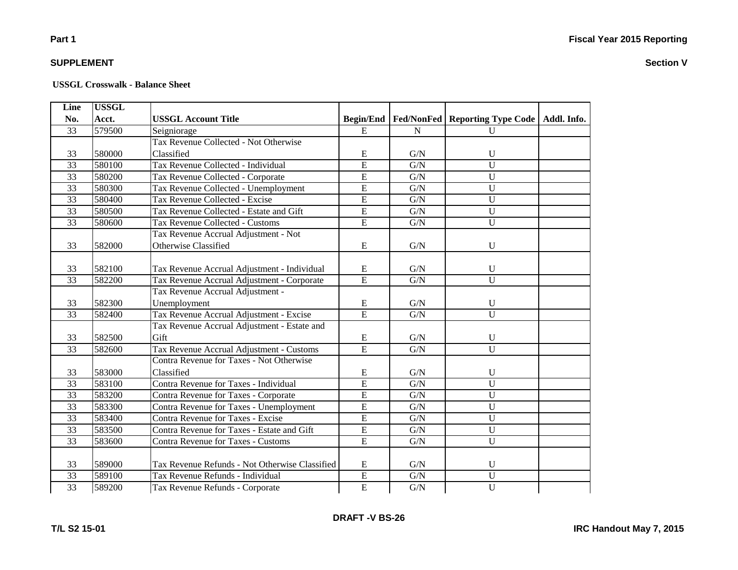**USSGL Crosswalk - Balance Sheet**

| Line No. | USSGL Acct. | USSGL Account Title | Begin/End | Fed/NonFed | Reporting Type Code | Addl. Info. |
|---|---|---|---|---|---|---|
| 33 | 579500 | Seigniorage | E | N | U | |
| 33 | 580000 | Tax Revenue Collected - Not Otherwise Classified | E | G/N | U | |
| 33 | 580100 | Tax Revenue Collected - Individual | E | G/N | U | |
| 33 | 580200 | Tax Revenue Collected - Corporate | E | G/N | U | |
| 33 | 580300 | Tax Revenue Collected - Unemployment | E | G/N | U | |
| 33 | 580400 | Tax Revenue Collected - Excise | E | G/N | U | |
| 33 | 580500 | Tax Revenue Collected - Estate and Gift | E | G/N | U | |
| 33 | 580600 | Tax Revenue Collected - Customs | E | G/N | U | |
| 33 | 582000 | Tax Revenue Accrual Adjustment - Not Otherwise Classified | E | G/N | U | |
| 33 | 582100 | Tax Revenue Accrual Adjustment - Individual | E | G/N | U | |
| 33 | 582200 | Tax Revenue Accrual Adjustment - Corporate | E | G/N | U | |
| 33 | 582300 | Tax Revenue Accrual Adjustment - Unemployment | E | G/N | U | |
| 33 | 582400 | Tax Revenue Accrual Adjustment - Excise | E | G/N | U | |
| 33 | 582500 | Tax Revenue Accrual Adjustment - Estate and Gift | E | G/N | U | |
| 33 | 582600 | Tax Revenue Accrual Adjustment - Customs | E | G/N | U | |
| 33 | 583000 | Contra Revenue for Taxes - Not Otherwise Classified | E | G/N | U | |
| 33 | 583100 | Contra Revenue for Taxes - Individual | E | G/N | U | |
| 33 | 583200 | Contra Revenue for Taxes - Corporate | E | G/N | U | |
| 33 | 583300 | Contra Revenue for Taxes - Unemployment | E | G/N | U | |
| 33 | 583400 | Contra Revenue for Taxes - Excise | E | G/N | U | |
| 33 | 583500 | Contra Revenue for Taxes - Estate and Gift | E | G/N | U | |
| 33 | 583600 | Contra Revenue for Taxes - Customs | E | G/N | U | |
| 33 | 589000 | Tax Revenue Refunds - Not Otherwise Classified | E | G/N | U | |
| 33 | 589100 | Tax Revenue Refunds - Individual | E | G/N | U | |
| 33 | 589200 | Tax Revenue Refunds - Corporate | E | G/N | U | |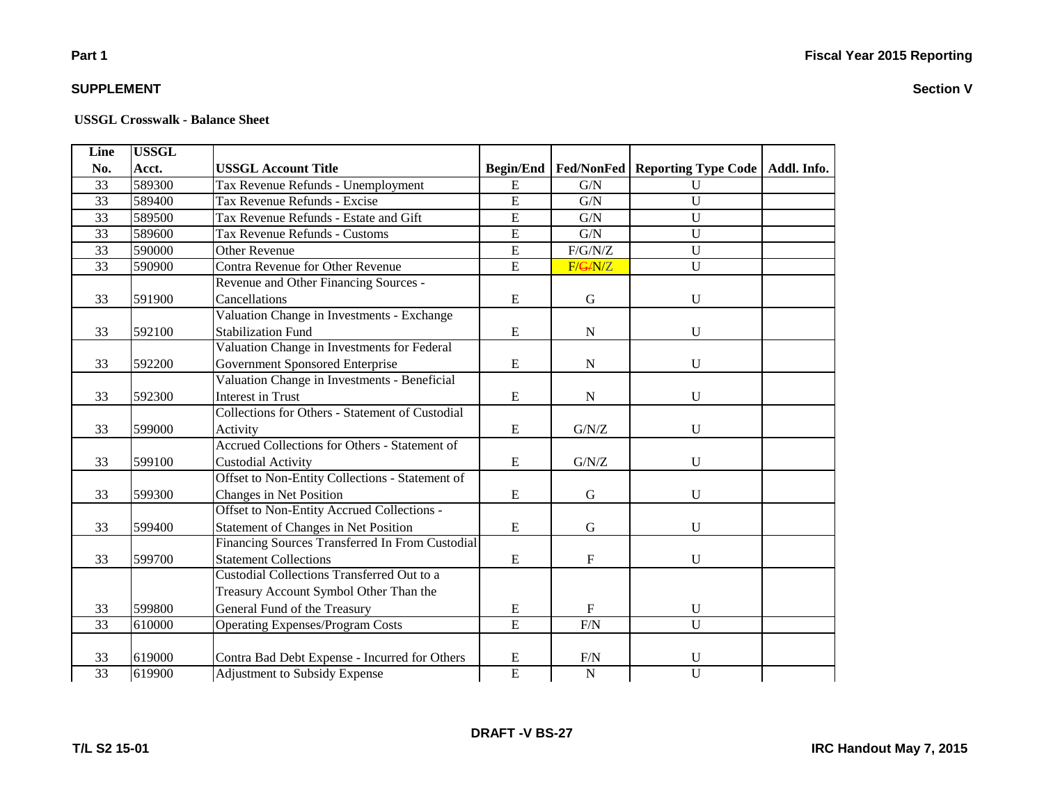**Part 1**

**Fiscal Year 2015 Reporting**

**SUPPLEMENT**

**Section V**

**USSGL Crosswalk - Balance Sheet**

| Line No. | USSGL Acct. | USSGL Account Title | Begin/End | Fed/NonFed | Reporting Type Code | Addl. Info. |
|---|---|---|---|---|---|---|
| 33 | 589300 | Tax Revenue Refunds - Unemployment | E | G/N | U | |
| 33 | 589400 | Tax Revenue Refunds - Excise | E | G/N | U | |
| 33 | 589500 | Tax Revenue Refunds - Estate and Gift | E | G/N | U | |
| 33 | 589600 | Tax Revenue Refunds - Customs | E | G/N | U | |
| 33 | 590000 | Other Revenue | E | F/G/N/Z | U | |
| 33 | 590900 | Contra Revenue for Other Revenue | E | F/~~G/~~N/Z | U | |
| 33 | 591900 | Revenue and Other Financing Sources - Cancellations | E | G | U | |
| 33 | 592100 | Valuation Change in Investments - Exchange Stabilization Fund | E | N | U | |
| 33 | 592200 | Valuation Change in Investments for Federal Government Sponsored Enterprise | E | N | U | |
| 33 | 592300 | Valuation Change in Investments - Beneficial Interest in Trust | E | N | U | |
| 33 | 599000 | Collections for Others - Statement of Custodial Activity | E | G/N/Z | U | |
| 33 | 599100 | Accrued Collections for Others - Statement of Custodial Activity | E | G/N/Z | U | |
| 33 | 599300 | Offset to Non-Entity Collections - Statement of Changes in Net Position | E | G | U | |
| 33 | 599400 | Offset to Non-Entity Accrued Collections - Statement of Changes in Net Position | E | G | U | |
| 33 | 599700 | Financing Sources Transferred In From Custodial Statement Collections | E | F | U | |
| 33 | 599800 | Custodial Collections Transferred Out to a Treasury Account Symbol Other Than the General Fund of the Treasury | E | F | U | |
| 33 | 610000 | Operating Expenses/Program Costs | E | F/N | U | |
| 33 | 619000 | Contra Bad Debt Expense - Incurred for Others | E | F/N | U | |
| 33 | 619900 | Adjustment to Subsidy Expense | E | N | U | |

DRAFT -V BS-27

T/L S2 15-01

IRC Handout May 7, 2015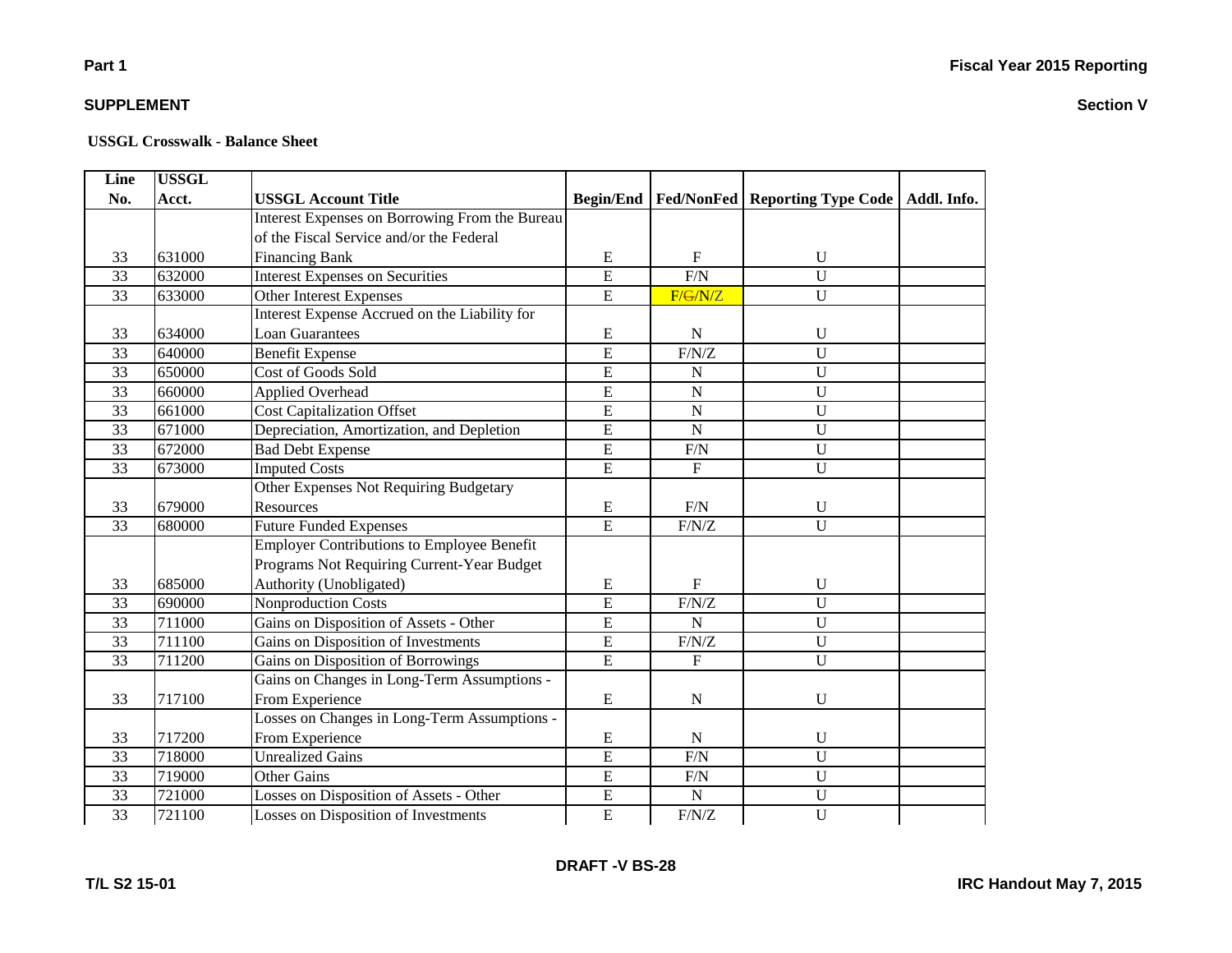**Part 1**

**Fiscal Year 2015 Reporting**

**SUPPLEMENT**

**Section V**

**USSGL Crosswalk - Balance Sheet**

| Line No. | USSGL Acct. | USSGL Account Title | Begin/End | Fed/NonFed | Reporting Type Code | Addl. Info. |
|---|---|---|---|---|---|---|
| 33 | 631000 | Interest Expenses on Borrowing From the Bureau of the Fiscal Service and/or the Federal Financing Bank | E | F | U | |
| 33 | 632000 | Interest Expenses on Securities | E | F/N | U | |
| 33 | 633000 | Other Interest Expenses | E | F/~~G~~/N/Z | U | |
| 33 | 634000 | Interest Expense Accrued on the Liability for Loan Guarantees | E | N | U | |
| 33 | 640000 | Benefit Expense | E | F/N/Z | U | |
| 33 | 650000 | Cost of Goods Sold | E | N | U | |
| 33 | 660000 | Applied Overhead | E | N | U | |
| 33 | 661000 | Cost Capitalization Offset | E | N | U | |
| 33 | 671000 | Depreciation, Amortization, and Depletion | E | N | U | |
| 33 | 672000 | Bad Debt Expense | E | F/N | U | |
| 33 | 673000 | Imputed Costs | E | F | U | |
| 33 | 679000 | Other Expenses Not Requiring Budgetary Resources | E | F/N | U | |
| 33 | 680000 | Future Funded Expenses | E | F/N/Z | U | |
| 33 | 685000 | Employer Contributions to Employee Benefit Programs Not Requiring Current-Year Budget Authority (Unobligated) | E | F | U | |
| 33 | 690000 | Nonproduction Costs | E | F/N/Z | U | |
| 33 | 711000 | Gains on Disposition of Assets - Other | E | N | U | |
| 33 | 711100 | Gains on Disposition of Investments | E | F/N/Z | U | |
| 33 | 711200 | Gains on Disposition of Borrowings | E | F | U | |
| 33 | 717100 | Gains on Changes in Long-Term Assumptions - From Experience | E | N | U | |
| 33 | 717200 | Losses on Changes in Long-Term Assumptions - From Experience | E | N | U | |
| 33 | 718000 | Unrealized Gains | E | F/N | U | |
| 33 | 719000 | Other Gains | E | F/N | U | |
| 33 | 721000 | Losses on Disposition of Assets - Other | E | N | U | |
| 33 | 721100 | Losses on Disposition of Investments | E | F/N/Z | U | |

DRAFT -V BS-28

T/L S2 15-01

IRC Handout May 7, 2015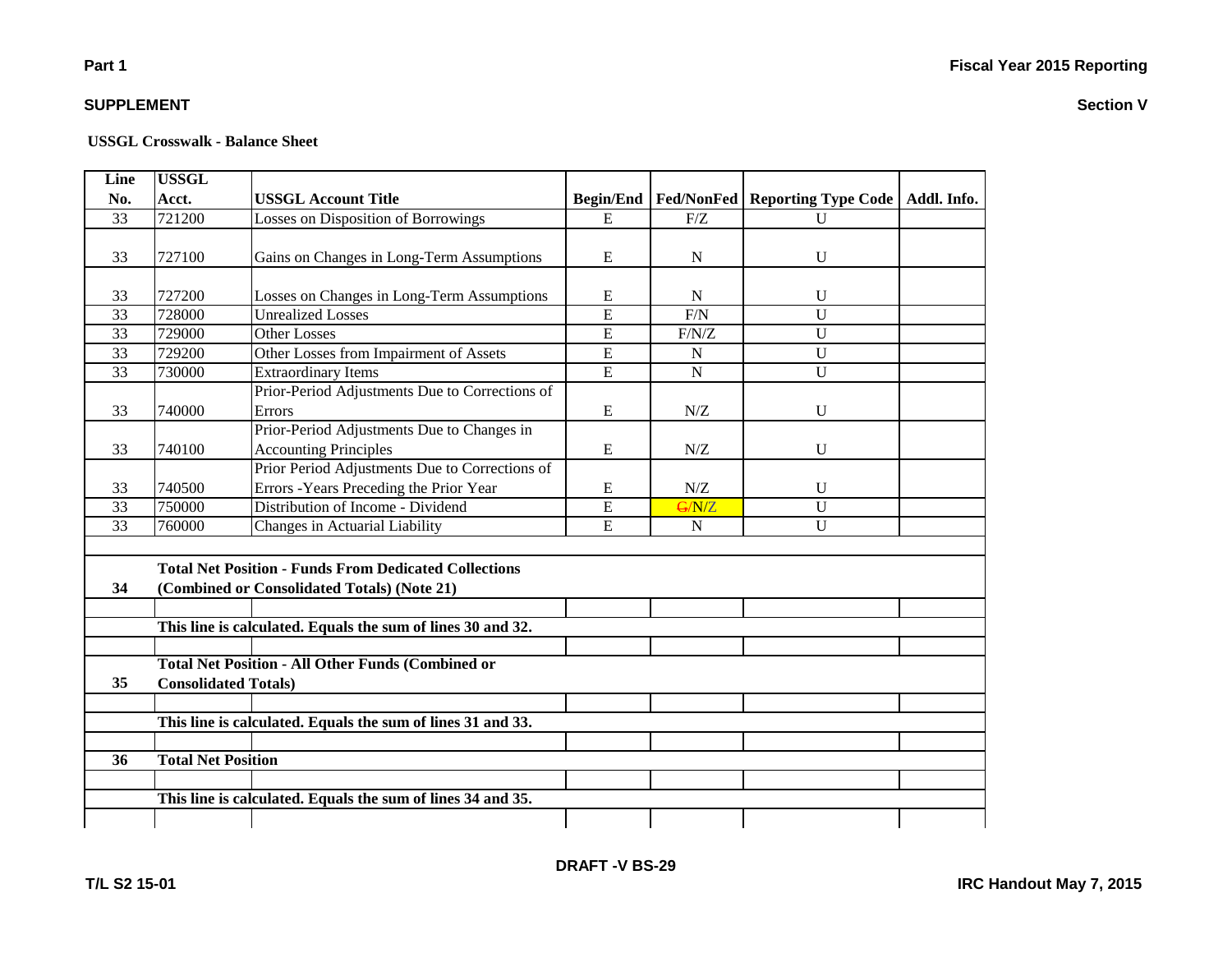**Part 1**

**SUPPLEMENT**

**USSGL Crosswalk - Balance Sheet**

| Line No. | USSGL Acct. | USSGL Account Title | Begin/End | Fed/NonFed | Reporting Type Code | Addl. Info. |
|---|---|---|---|---|---|---|
| 33 | 721200 | Losses on Disposition of Borrowings | E | F/Z | U | |
| 33 | 727100 | Gains on Changes in Long-Term Assumptions | E | N | U | |
| 33 | 727200 | Losses on Changes in Long-Term Assumptions | E | N | U | |
| 33 | 728000 | Unrealized Losses | E | F/N | U | |
| 33 | 729000 | Other Losses | E | F/N/Z | U | |
| 33 | 729200 | Other Losses from Impairment of Assets | E | N | U | |
| 33 | 730000 | Extraordinary Items | E | N | U | |
| 33 | 740000 | Prior-Period Adjustments Due to Corrections of Errors | E | N/Z | U | |
| 33 | 740100 | Prior-Period Adjustments Due to Changes in Accounting Principles | E | N/Z | U | |
| 33 | 740500 | Prior Period Adjustments Due to Corrections of Errors -Years Preceding the Prior Year | E | N/Z | U | |
| 33 | 750000 | Distribution of Income - Dividend | E | ~~G~~/N/Z | U | |
| 33 | 760000 | Changes in Actuarial Liability | E | N | U | |
| | | | | | | |
| **34** | **Total Net Position - Funds From Dedicated Collections (Combined or Consolidated Totals) (Note 21)** | | | | | |
| | | | | | | |
| | **This line is calculated. Equals the sum of lines 30 and 32.** | | | | | |
| | | | | | | |
| **35** | **Total Net Position - All Other Funds (Combined or Consolidated Totals)** | | | | | |
| | | | | | | |
| | **This line is calculated. Equals the sum of lines 31 and 33.** | | | | | |
| | | | | | | |
| **36** | **Total Net Position** | | | | | |
| | | | | | | |
| | **This line is calculated. Equals the sum of lines 34 and 35.** | | | | | |

DRAFT -V BS-29

T/L S2 15-01

IRC Handout May 7, 2015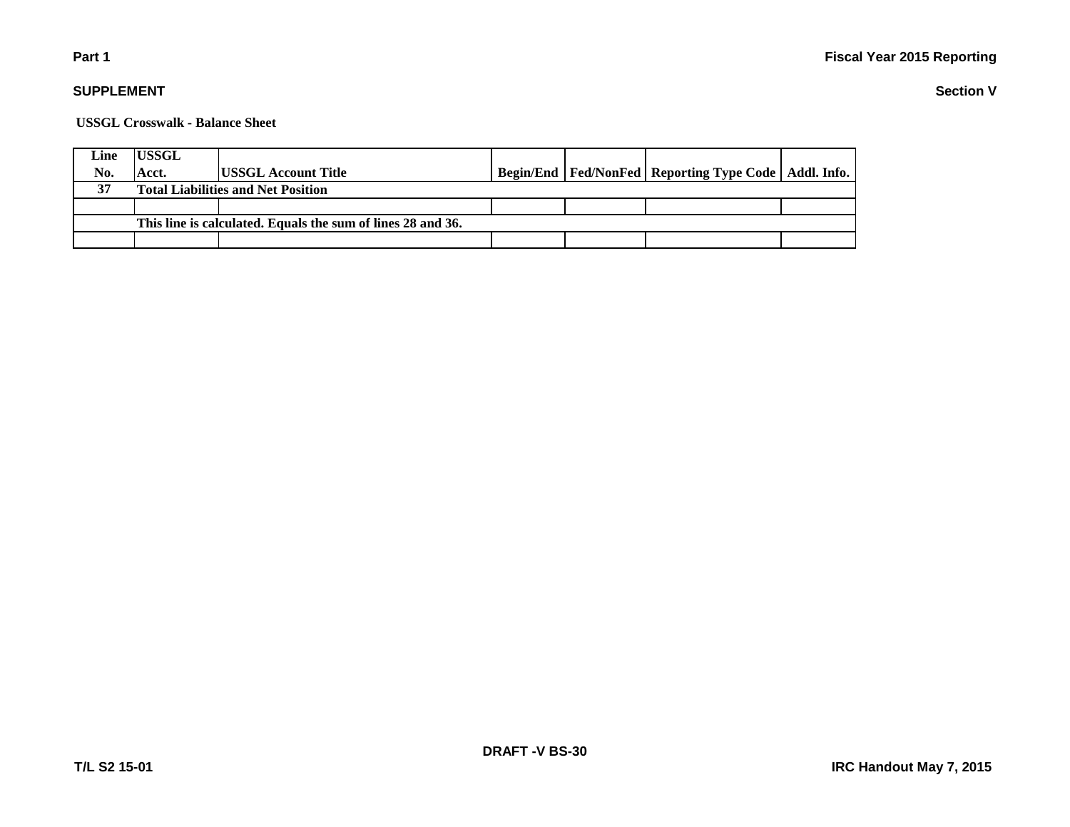## USSGL Crosswalk - Balance Sheet

| Line No. | USSGL Acct. | USSGL Account Title | Begin/End | Fed/NonFed | Reporting Type Code | Addl. Info. |
|---|---|---|---|---|---|---|
| 37 | Total Liabilities and Net Position | | | | | |
| | | | | | | |
| | This line is calculated. Equals the sum of lines 28 and 36. | | | | | |
| | | | | | | |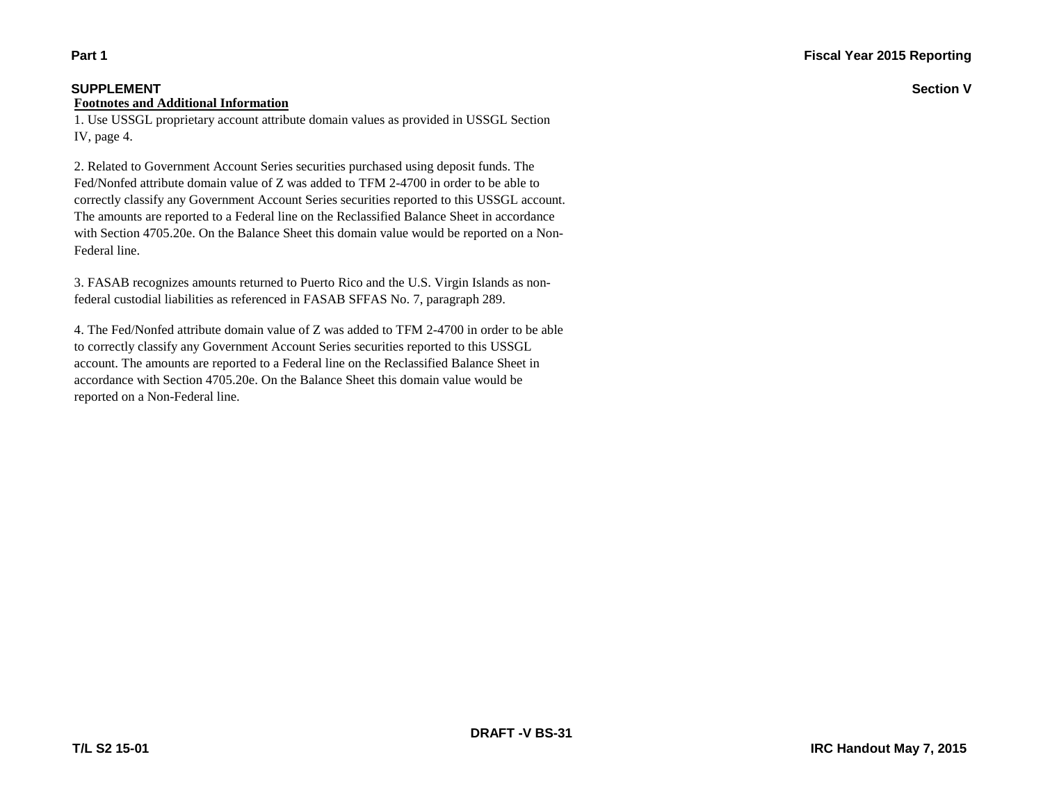## SUPPLEMENT

### Footnotes and Additional Information

1. Use USSGL proprietary account attribute domain values as provided in USSGL Section IV, page 4.

2. Related to Government Account Series securities purchased using deposit funds. The Fed/Nonfed attribute domain value of Z was added to TFM 2-4700 in order to be able to correctly classify any Government Account Series securities reported to this USSGL account. The amounts are reported to a Federal line on the Reclassified Balance Sheet in accordance with Section 4705.20e. On the Balance Sheet this domain value would be reported on a Non-Federal line.

3. FASAB recognizes amounts returned to Puerto Rico and the U.S. Virgin Islands as non-federal custodial liabilities as referenced in FASAB SFFAS No. 7, paragraph 289.

4. The Fed/Nonfed attribute domain value of Z was added to TFM 2-4700 in order to be able to correctly classify any Government Account Series securities reported to this USSGL account. The amounts are reported to a Federal line on the Reclassified Balance Sheet in accordance with Section 4705.20e. On the Balance Sheet this domain value would be reported on a Non-Federal line.